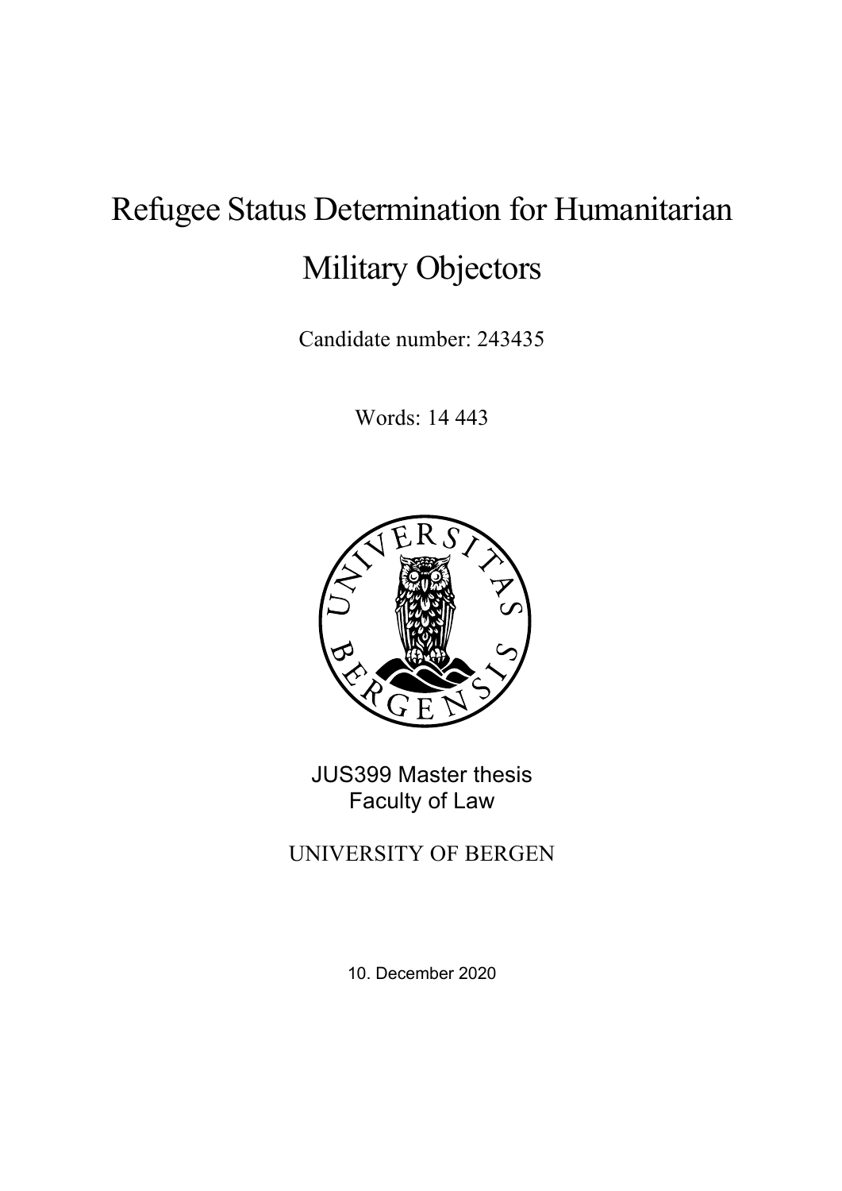# Refugee Status Determination for Humanitarian Military Objectors

Candidate number: 243435

Words: 14 443

JUS399 Master thesis
Faculty of Law

UNIVERSITY OF BERGEN

10. December 2020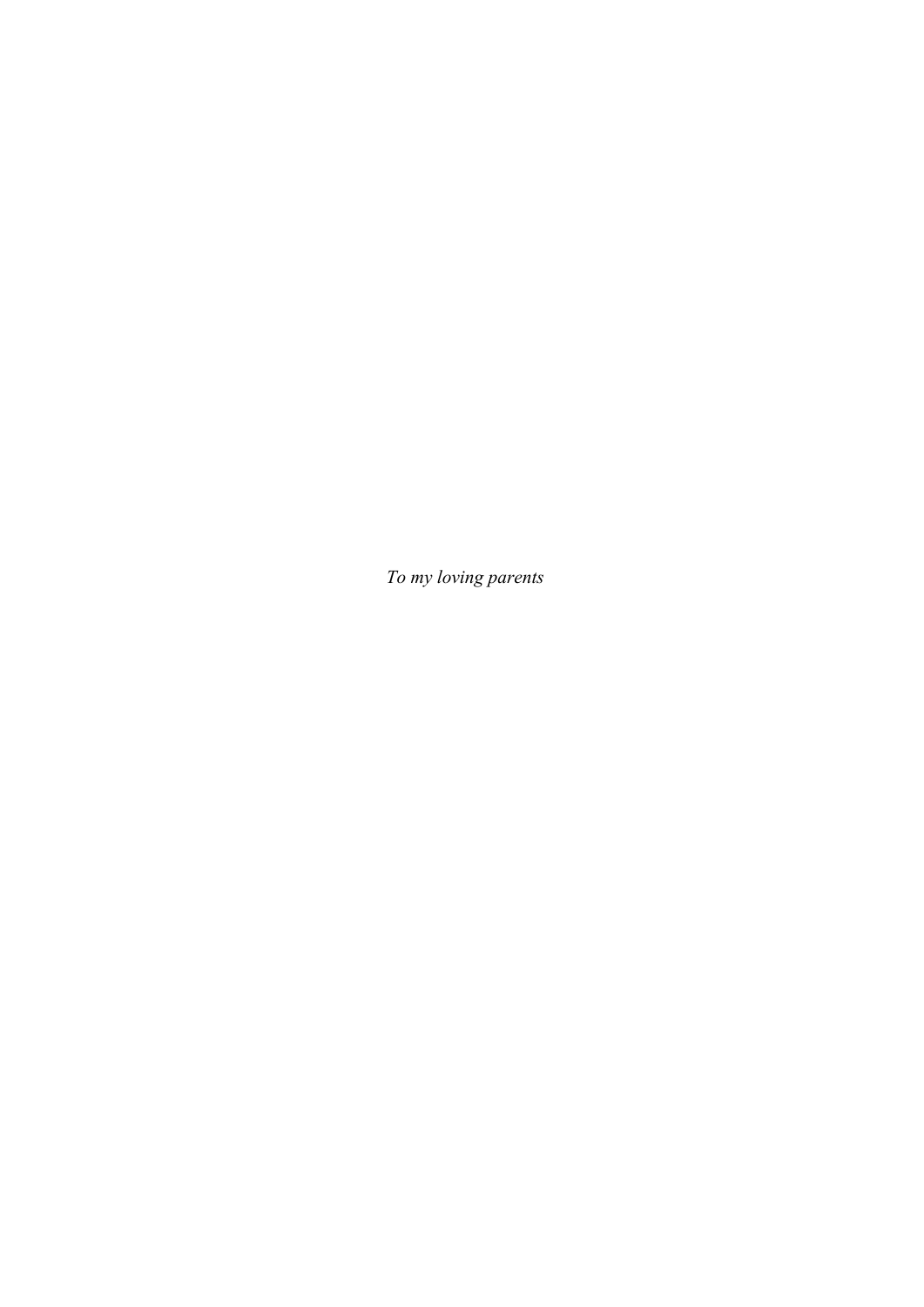*To my loving parents*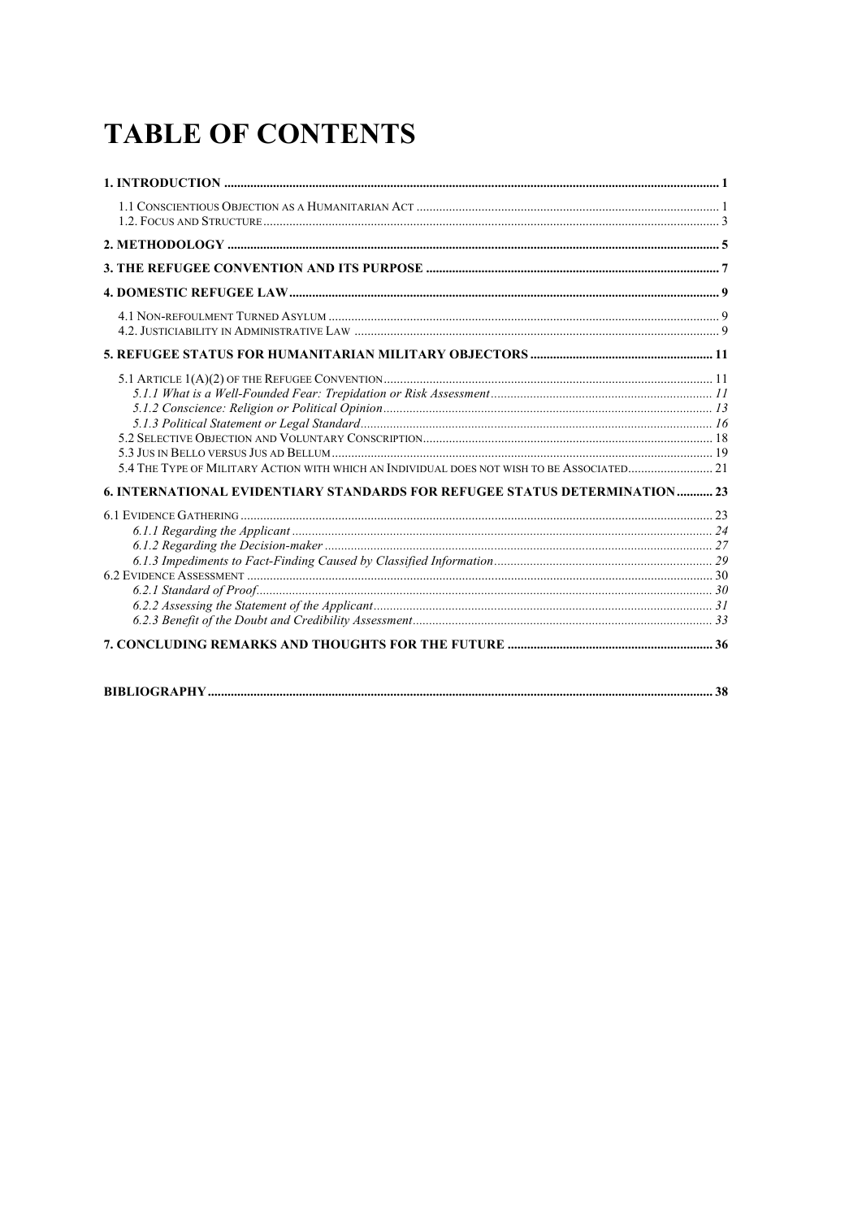# TABLE OF CONTENTS

**1. INTRODUCTION** .......... 1

1.1 Conscientious Objection as a Humanitarian Act .......... 1
1.2. Focus and Structure .......... 3

**2. METHODOLOGY** .......... 5

**3. THE REFUGEE CONVENTION AND ITS PURPOSE** .......... 7

**4. DOMESTIC REFUGEE LAW** .......... 9

4.1 Non-refoulment Turned Asylum .......... 9
4.2. Justiciability in Administrative Law .......... 9

**5. REFUGEE STATUS FOR HUMANITARIAN MILITARY OBJECTORS** .......... 11

5.1 Article 1(A)(2) of the Refugee Convention .......... 11
*5.1.1 What is a Well-Founded Fear: Trepidation or Risk Assessment* .......... 11
*5.1.2 Conscience: Religion or Political Opinion* .......... 13
*5.1.3 Political Statement or Legal Standard* .......... 16
5.2 Selective Objection and Voluntary Conscription .......... 18
5.3 Jus in Bello versus Jus ad Bellum .......... 19
5.4 The Type of Military Action with which an Individual does not wish to be Associated .......... 21

**6. INTERNATIONAL EVIDENTIARY STANDARDS FOR REFUGEE STATUS DETERMINATION** .......... 23

6.1 Evidence Gathering .......... 23
*6.1.1 Regarding the Applicant* .......... 24
*6.1.2 Regarding the Decision-maker* .......... 27
*6.1.3 Impediments to Fact-Finding Caused by Classified Information* .......... 29
6.2 Evidence Assessment .......... 30
*6.2.1 Standard of Proof* .......... 30
*6.2.2 Assessing the Statement of the Applicant* .......... 31
*6.2.3 Benefit of the Doubt and Credibility Assessment* .......... 33

**7. CONCLUDING REMARKS AND THOUGHTS FOR THE FUTURE** .......... 36

**BIBLIOGRAPHY** .......... 38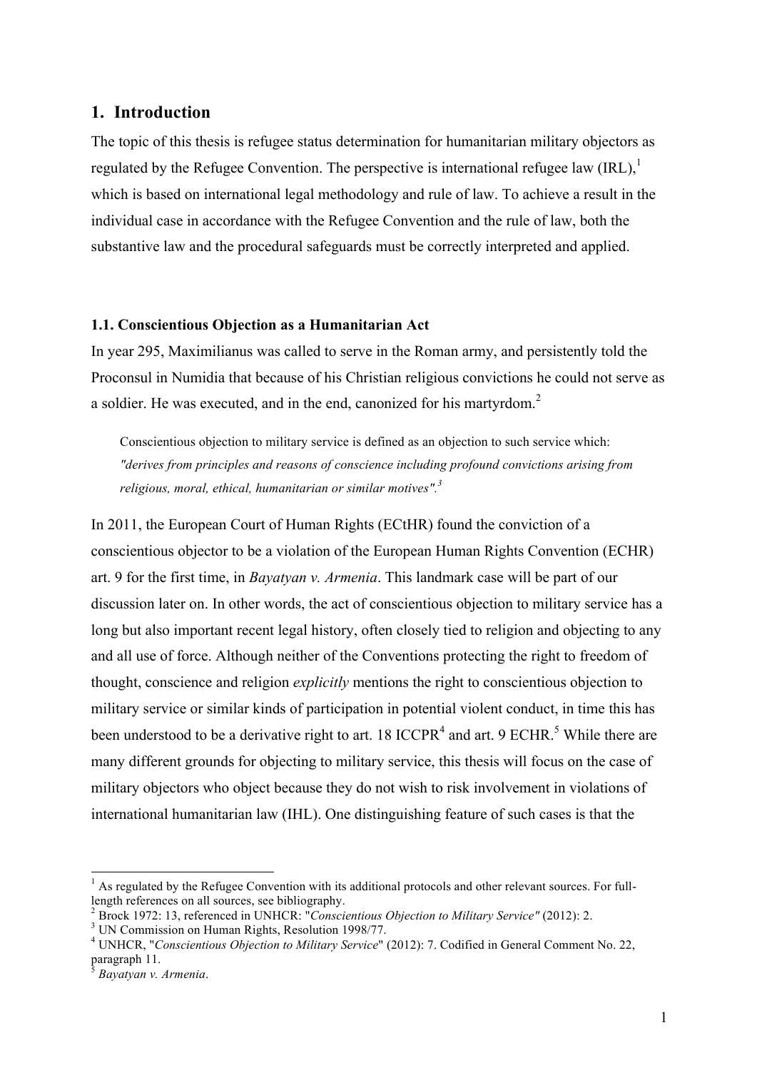# 1. Introduction

The topic of this thesis is refugee status determination for humanitarian military objectors as regulated by the Refugee Convention. The perspective is international refugee law (IRL),[1] which is based on international legal methodology and rule of law. To achieve a result in the individual case in accordance with the Refugee Convention and the rule of law, both the substantive law and the procedural safeguards must be correctly interpreted and applied.

### 1.1. Conscientious Objection as a Humanitarian Act

In year 295, Maximilianus was called to serve in the Roman army, and persistently told the Proconsul in Numidia that because of his Christian religious convictions he could not serve as a soldier. He was executed, and in the end, canonized for his martyrdom.[2]

> Conscientious objection to military service is defined as an objection to such service which: *"derives from principles and reasons of conscience including profound convictions arising from religious, moral, ethical, humanitarian or similar motives".*[3]

In 2011, the European Court of Human Rights (ECtHR) found the conviction of a conscientious objector to be a violation of the European Human Rights Convention (ECHR) art. 9 for the first time, in *Bayatyan v. Armenia*. This landmark case will be part of our discussion later on. In other words, the act of conscientious objection to military service has a long but also important recent legal history, often closely tied to religion and objecting to any and all use of force. Although neither of the Conventions protecting the right to freedom of thought, conscience and religion *explicitly* mentions the right to conscientious objection to military service or similar kinds of participation in potential violent conduct, in time this has been understood to be a derivative right to art. 18 ICCPR[4] and art. 9 ECHR.[5] While there are many different grounds for objecting to military service, this thesis will focus on the case of military objectors who object because they do not wish to risk involvement in violations of international humanitarian law (IHL). One distinguishing feature of such cases is that the

[1] As regulated by the Refugee Convention with its additional protocols and other relevant sources. For full-length references on all sources, see bibliography.

[2] Brock 1972: 13, referenced in UNHCR: "*Conscientious Objection to Military Service"* (2012): 2.

[3] UN Commission on Human Rights, Resolution 1998/77.

[4] UNHCR, "*Conscientious Objection to Military Service*" (2012): 7. Codified in General Comment No. 22, paragraph 11.

[5] *Bayatyan v. Armenia*.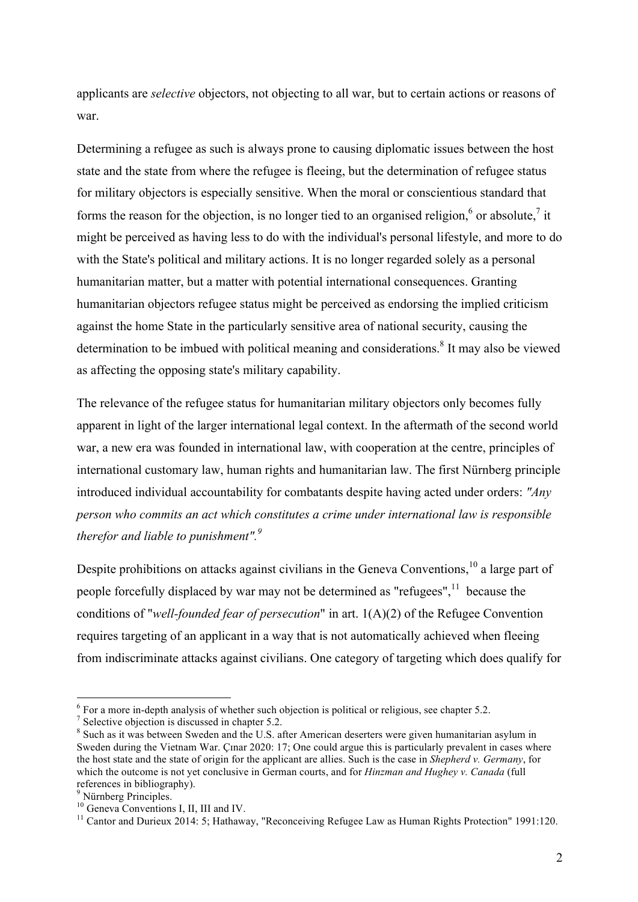applicants are *selective* objectors, not objecting to all war, but to certain actions or reasons of war.

Determining a refugee as such is always prone to causing diplomatic issues between the host state and the state from where the refugee is fleeing, but the determination of refugee status for military objectors is especially sensitive. When the moral or conscientious standard that forms the reason for the objection, is no longer tied to an organised religion,[6] or absolute,[7] it might be perceived as having less to do with the individual's personal lifestyle, and more to do with the State's political and military actions. It is no longer regarded solely as a personal humanitarian matter, but a matter with potential international consequences. Granting humanitarian objectors refugee status might be perceived as endorsing the implied criticism against the home State in the particularly sensitive area of national security, causing the determination to be imbued with political meaning and considerations.[8] It may also be viewed as affecting the opposing state's military capability.

The relevance of the refugee status for humanitarian military objectors only becomes fully apparent in light of the larger international legal context. In the aftermath of the second world war, a new era was founded in international law, with cooperation at the centre, principles of international customary law, human rights and humanitarian law. The first Nürnberg principle introduced individual accountability for combatants despite having acted under orders: *"Any person who commits an act which constitutes a crime under international law is responsible therefor and liable to punishment".*[9]

Despite prohibitions on attacks against civilians in the Geneva Conventions,[10] a large part of people forcefully displaced by war may not be determined as "refugees",[11] because the conditions of "*well-founded fear of persecution*" in art. 1(A)(2) of the Refugee Convention requires targeting of an applicant in a way that is not automatically achieved when fleeing from indiscriminate attacks against civilians. One category of targeting which does qualify for

---

[6] For a more in-depth analysis of whether such objection is political or religious, see chapter 5.2.

[7] Selective objection is discussed in chapter 5.2.

[8] Such as it was between Sweden and the U.S. after American deserters were given humanitarian asylum in Sweden during the Vietnam War. Çınar 2020: 17; One could argue this is particularly prevalent in cases where the host state and the state of origin for the applicant are allies. Such is the case in *Shepherd v. Germany*, for which the outcome is not yet conclusive in German courts, and for *Hinzman and Hughey v. Canada* (full references in bibliography).

[9] Nürnberg Principles.

[10] Geneva Conventions I, II, III and IV.

[11] Cantor and Durieux 2014: 5; Hathaway, "Reconceiving Refugee Law as Human Rights Protection" 1991:120.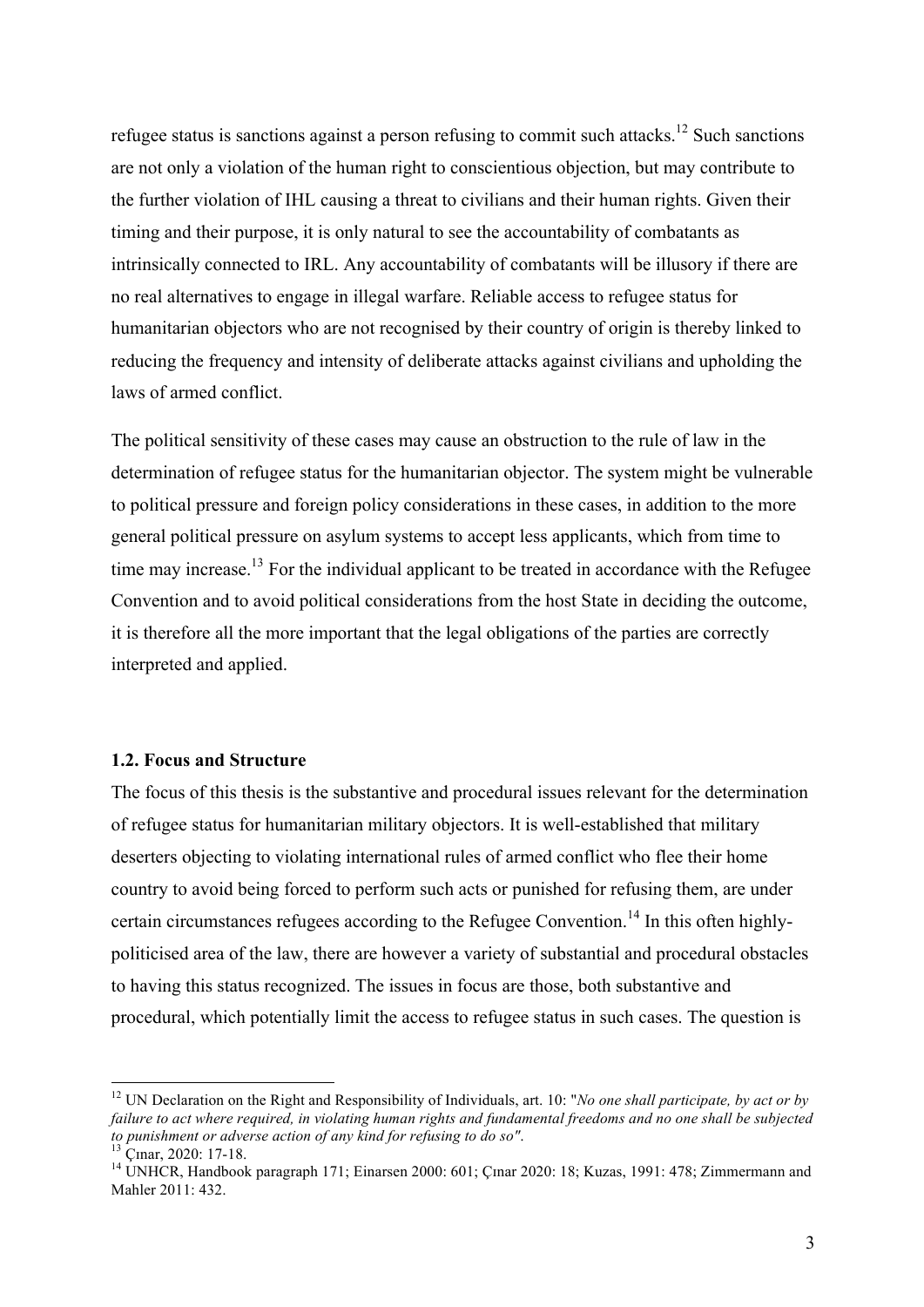refugee status is sanctions against a person refusing to commit such attacks.[12] Such sanctions are not only a violation of the human right to conscientious objection, but may contribute to the further violation of IHL causing a threat to civilians and their human rights. Given their timing and their purpose, it is only natural to see the accountability of combatants as intrinsically connected to IRL. Any accountability of combatants will be illusory if there are no real alternatives to engage in illegal warfare. Reliable access to refugee status for humanitarian objectors who are not recognised by their country of origin is thereby linked to reducing the frequency and intensity of deliberate attacks against civilians and upholding the laws of armed conflict.

The political sensitivity of these cases may cause an obstruction to the rule of law in the determination of refugee status for the humanitarian objector. The system might be vulnerable to political pressure and foreign policy considerations in these cases, in addition to the more general political pressure on asylum systems to accept less applicants, which from time to time may increase.[13] For the individual applicant to be treated in accordance with the Refugee Convention and to avoid political considerations from the host State in deciding the outcome, it is therefore all the more important that the legal obligations of the parties are correctly interpreted and applied.

### 1.2. Focus and Structure

The focus of this thesis is the substantive and procedural issues relevant for the determination of refugee status for humanitarian military objectors. It is well-established that military deserters objecting to violating international rules of armed conflict who flee their home country to avoid being forced to perform such acts or punished for refusing them, are under certain circumstances refugees according to the Refugee Convention.[14] In this often highly-politicised area of the law, there are however a variety of substantial and procedural obstacles to having this status recognized. The issues in focus are those, both substantive and procedural, which potentially limit the access to refugee status in such cases. The question is

---

[12] UN Declaration on the Right and Responsibility of Individuals, art. 10: "*No one shall participate, by act or by failure to act where required, in violating human rights and fundamental freedoms and no one shall be subjected to punishment or adverse action of any kind for refusing to do so"*.

[13] Çınar, 2020: 17-18.

[14] UNHCR, Handbook paragraph 171; Einarsen 2000: 601; Çınar 2020: 18; Kuzas, 1991: 478; Zimmermann and Mahler 2011: 432.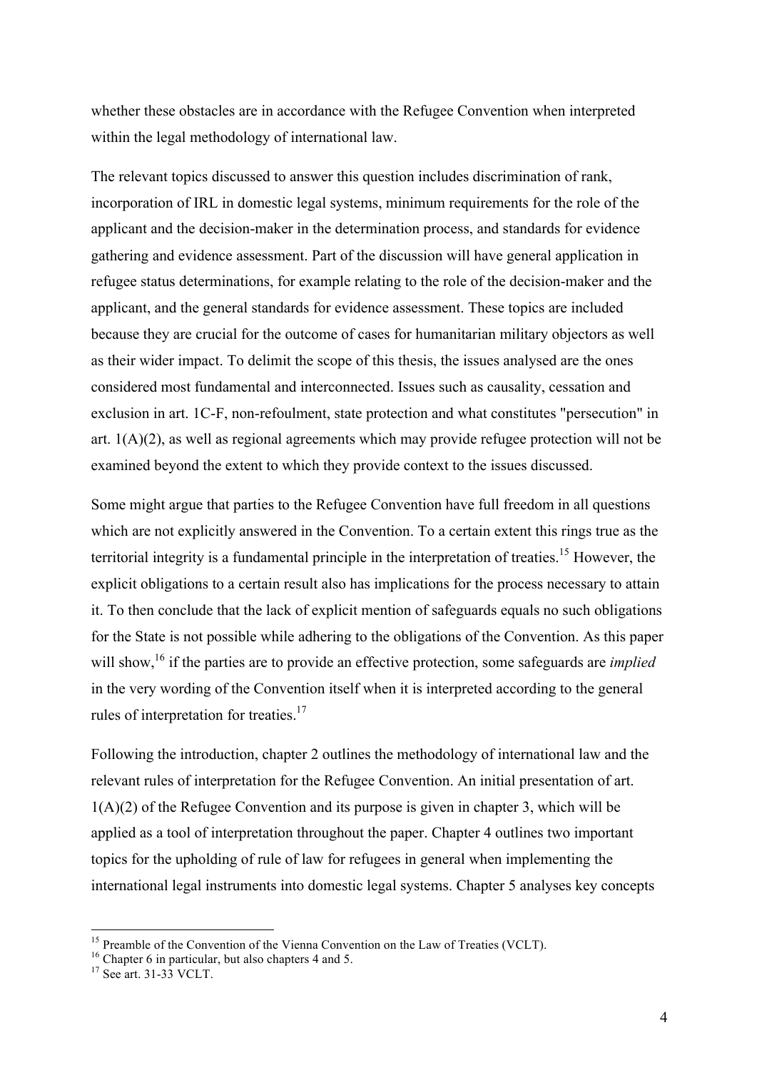whether these obstacles are in accordance with the Refugee Convention when interpreted within the legal methodology of international law.

The relevant topics discussed to answer this question includes discrimination of rank, incorporation of IRL in domestic legal systems, minimum requirements for the role of the applicant and the decision-maker in the determination process, and standards for evidence gathering and evidence assessment. Part of the discussion will have general application in refugee status determinations, for example relating to the role of the decision-maker and the applicant, and the general standards for evidence assessment. These topics are included because they are crucial for the outcome of cases for humanitarian military objectors as well as their wider impact. To delimit the scope of this thesis, the issues analysed are the ones considered most fundamental and interconnected. Issues such as causality, cessation and exclusion in art. 1C-F, non-refoulment, state protection and what constitutes "persecution" in art. 1(A)(2), as well as regional agreements which may provide refugee protection will not be examined beyond the extent to which they provide context to the issues discussed.

Some might argue that parties to the Refugee Convention have full freedom in all questions which are not explicitly answered in the Convention. To a certain extent this rings true as the territorial integrity is a fundamental principle in the interpretation of treaties.[15] However, the explicit obligations to a certain result also has implications for the process necessary to attain it. To then conclude that the lack of explicit mention of safeguards equals no such obligations for the State is not possible while adhering to the obligations of the Convention. As this paper will show,[16] if the parties are to provide an effective protection, some safeguards are *implied* in the very wording of the Convention itself when it is interpreted according to the general rules of interpretation for treaties.[17]

Following the introduction, chapter 2 outlines the methodology of international law and the relevant rules of interpretation for the Refugee Convention. An initial presentation of art. 1(A)(2) of the Refugee Convention and its purpose is given in chapter 3, which will be applied as a tool of interpretation throughout the paper. Chapter 4 outlines two important topics for the upholding of rule of law for refugees in general when implementing the international legal instruments into domestic legal systems. Chapter 5 analyses key concepts

---

[15] Preamble of the Convention of the Vienna Convention on the Law of Treaties (VCLT).

[16] Chapter 6 in particular, but also chapters 4 and 5.

[17] See art. 31-33 VCLT.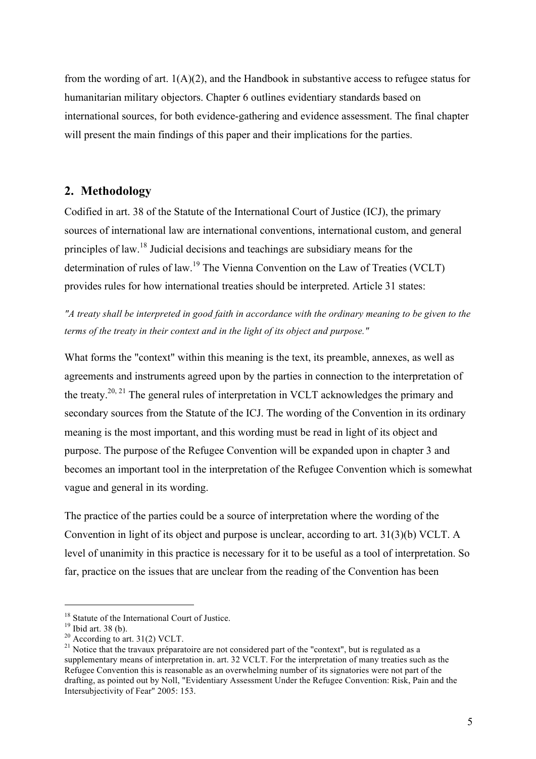from the wording of art. 1(A)(2), and the Handbook in substantive access to refugee status for humanitarian military objectors. Chapter 6 outlines evidentiary standards based on international sources, for both evidence-gathering and evidence assessment. The final chapter will present the main findings of this paper and their implications for the parties.

## 2. Methodology

Codified in art. 38 of the Statute of the International Court of Justice (ICJ), the primary sources of international law are international conventions, international custom, and general principles of law.[18] Judicial decisions and teachings are subsidiary means for the determination of rules of law.[19] The Vienna Convention on the Law of Treaties (VCLT) provides rules for how international treaties should be interpreted. Article 31 states:

*"A treaty shall be interpreted in good faith in accordance with the ordinary meaning to be given to the terms of the treaty in their context and in the light of its object and purpose."*

What forms the "context" within this meaning is the text, its preamble, annexes, as well as agreements and instruments agreed upon by the parties in connection to the interpretation of the treaty.[20, 21] The general rules of interpretation in VCLT acknowledges the primary and secondary sources from the Statute of the ICJ. The wording of the Convention in its ordinary meaning is the most important, and this wording must be read in light of its object and purpose. The purpose of the Refugee Convention will be expanded upon in chapter 3 and becomes an important tool in the interpretation of the Refugee Convention which is somewhat vague and general in its wording.

The practice of the parties could be a source of interpretation where the wording of the Convention in light of its object and purpose is unclear, according to art. 31(3)(b) VCLT. A level of unanimity in this practice is necessary for it to be useful as a tool of interpretation. So far, practice on the issues that are unclear from the reading of the Convention has been

---

[18] Statute of the International Court of Justice.

[19] Ibid art. 38 (b).

[20] According to art. 31(2) VCLT.

[21] Notice that the travaux préparatoire are not considered part of the "context", but is regulated as a supplementary means of interpretation in. art. 32 VCLT. For the interpretation of many treaties such as the Refugee Convention this is reasonable as an overwhelming number of its signatories were not part of the drafting, as pointed out by Noll, "Evidentiary Assessment Under the Refugee Convention: Risk, Pain and the Intersubjectivity of Fear" 2005: 153.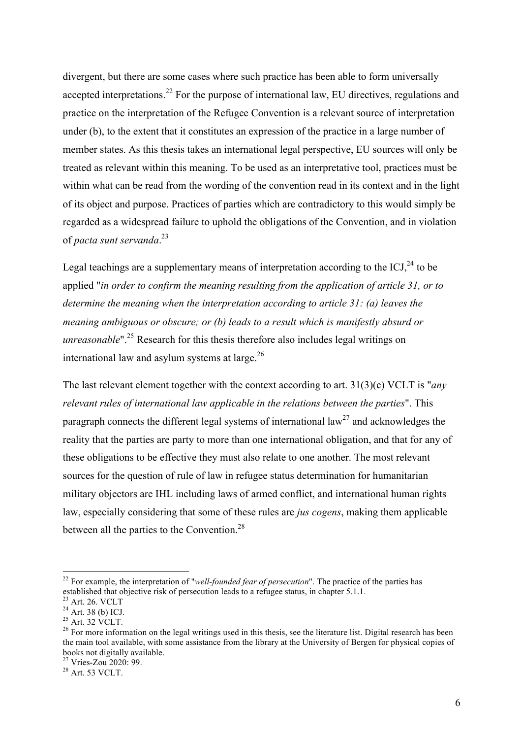divergent, but there are some cases where such practice has been able to form universally accepted interpretations.[22] For the purpose of international law, EU directives, regulations and practice on the interpretation of the Refugee Convention is a relevant source of interpretation under (b), to the extent that it constitutes an expression of the practice in a large number of member states. As this thesis takes an international legal perspective, EU sources will only be treated as relevant within this meaning. To be used as an interpretative tool, practices must be within what can be read from the wording of the convention read in its context and in the light of its object and purpose. Practices of parties which are contradictory to this would simply be regarded as a widespread failure to uphold the obligations of the Convention, and in violation of *pacta sunt servanda*.[23]

Legal teachings are a supplementary means of interpretation according to the ICJ,[24] to be applied "*in order to confirm the meaning resulting from the application of article 31, or to determine the meaning when the interpretation according to article 31: (a) leaves the meaning ambiguous or obscure; or (b) leads to a result which is manifestly absurd or unreasonable*".[25] Research for this thesis therefore also includes legal writings on international law and asylum systems at large.[26]

The last relevant element together with the context according to art. 31(3)(c) VCLT is "*any relevant rules of international law applicable in the relations between the parties*". This paragraph connects the different legal systems of international law[27] and acknowledges the reality that the parties are party to more than one international obligation, and that for any of these obligations to be effective they must also relate to one another. The most relevant sources for the question of rule of law in refugee status determination for humanitarian military objectors are IHL including laws of armed conflict, and international human rights law, especially considering that some of these rules are *jus cogens*, making them applicable between all the parties to the Convention.[28]

---

[22] For example, the interpretation of "*well-founded fear of persecution*". The practice of the parties has established that objective risk of persecution leads to a refugee status, in chapter 5.1.1.

[23] Art. 26. VCLT

[24] Art. 38 (b) ICJ.

[25] Art. 32 VCLT.

[26] For more information on the legal writings used in this thesis, see the literature list. Digital research has been the main tool available, with some assistance from the library at the University of Bergen for physical copies of books not digitally available.

[27] Vries-Zou 2020: 99.

[28] Art. 53 VCLT.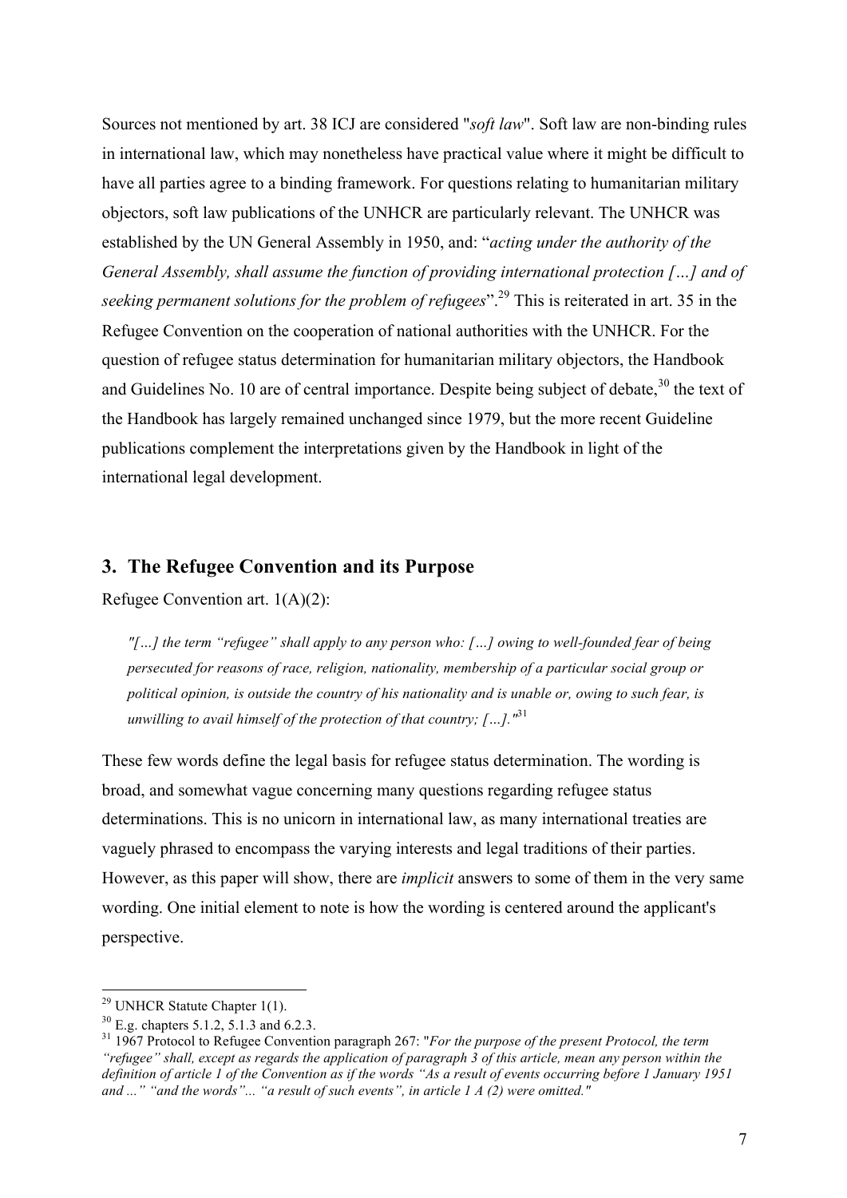Sources not mentioned by art. 38 ICJ are considered "*soft law*". Soft law are non-binding rules in international law, which may nonetheless have practical value where it might be difficult to have all parties agree to a binding framework. For questions relating to humanitarian military objectors, soft law publications of the UNHCR are particularly relevant. The UNHCR was established by the UN General Assembly in 1950, and: "*acting under the authority of the General Assembly, shall assume the function of providing international protection […] and of seeking permanent solutions for the problem of refugees*".[29] This is reiterated in art. 35 in the Refugee Convention on the cooperation of national authorities with the UNHCR. For the question of refugee status determination for humanitarian military objectors, the Handbook and Guidelines No. 10 are of central importance. Despite being subject of debate,[30] the text of the Handbook has largely remained unchanged since 1979, but the more recent Guideline publications complement the interpretations given by the Handbook in light of the international legal development.

## 3. The Refugee Convention and its Purpose

Refugee Convention art. 1(A)(2):

> *"[…] the term "refugee" shall apply to any person who: […] owing to well-founded fear of being persecuted for reasons of race, religion, nationality, membership of a particular social group or political opinion, is outside the country of his nationality and is unable or, owing to such fear, is unwilling to avail himself of the protection of that country; […]."*[31]

These few words define the legal basis for refugee status determination. The wording is broad, and somewhat vague concerning many questions regarding refugee status determinations. This is no unicorn in international law, as many international treaties are vaguely phrased to encompass the varying interests and legal traditions of their parties. However, as this paper will show, there are *implicit* answers to some of them in the very same wording. One initial element to note is how the wording is centered around the applicant's perspective.

---

[29] UNHCR Statute Chapter 1(1).

[30] E.g. chapters 5.1.2, 5.1.3 and 6.2.3.

[31] 1967 Protocol to Refugee Convention paragraph 267: "*For the purpose of the present Protocol, the term "refugee" shall, except as regards the application of paragraph 3 of this article, mean any person within the definition of article 1 of the Convention as if the words "As a result of events occurring before 1 January 1951 and ..." "and the words"... "a result of such events", in article 1 A (2) were omitted."*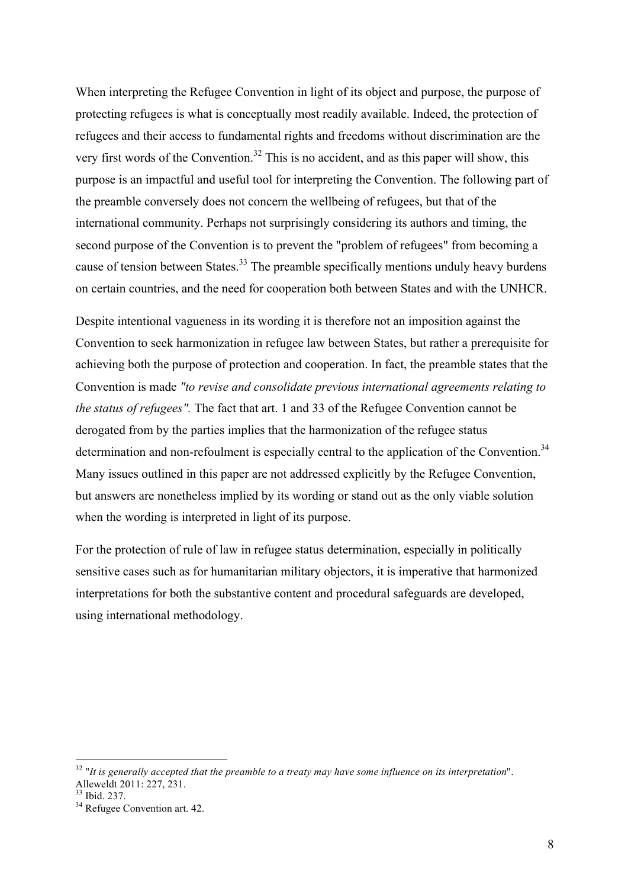When interpreting the Refugee Convention in light of its object and purpose, the purpose of protecting refugees is what is conceptually most readily available. Indeed, the protection of refugees and their access to fundamental rights and freedoms without discrimination are the very first words of the Convention.[32] This is no accident, and as this paper will show, this purpose is an impactful and useful tool for interpreting the Convention. The following part of the preamble conversely does not concern the wellbeing of refugees, but that of the international community. Perhaps not surprisingly considering its authors and timing, the second purpose of the Convention is to prevent the "problem of refugees" from becoming a cause of tension between States.[33] The preamble specifically mentions unduly heavy burdens on certain countries, and the need for cooperation both between States and with the UNHCR.

Despite intentional vagueness in its wording it is therefore not an imposition against the Convention to seek harmonization in refugee law between States, but rather a prerequisite for achieving both the purpose of protection and cooperation. In fact, the preamble states that the Convention is made *"to revise and consolidate previous international agreements relating to the status of refugees".* The fact that art. 1 and 33 of the Refugee Convention cannot be derogated from by the parties implies that the harmonization of the refugee status determination and non-refoulment is especially central to the application of the Convention.[34] Many issues outlined in this paper are not addressed explicitly by the Refugee Convention, but answers are nonetheless implied by its wording or stand out as the only viable solution when the wording is interpreted in light of its purpose.

For the protection of rule of law in refugee status determination, especially in politically sensitive cases such as for humanitarian military objectors, it is imperative that harmonized interpretations for both the substantive content and procedural safeguards are developed, using international methodology.

---

[32] "*It is generally accepted that the preamble to a treaty may have some influence on its interpretation*". Alleweldt 2011: 227, 231.

[33] Ibid. 237.

[34] Refugee Convention art. 42.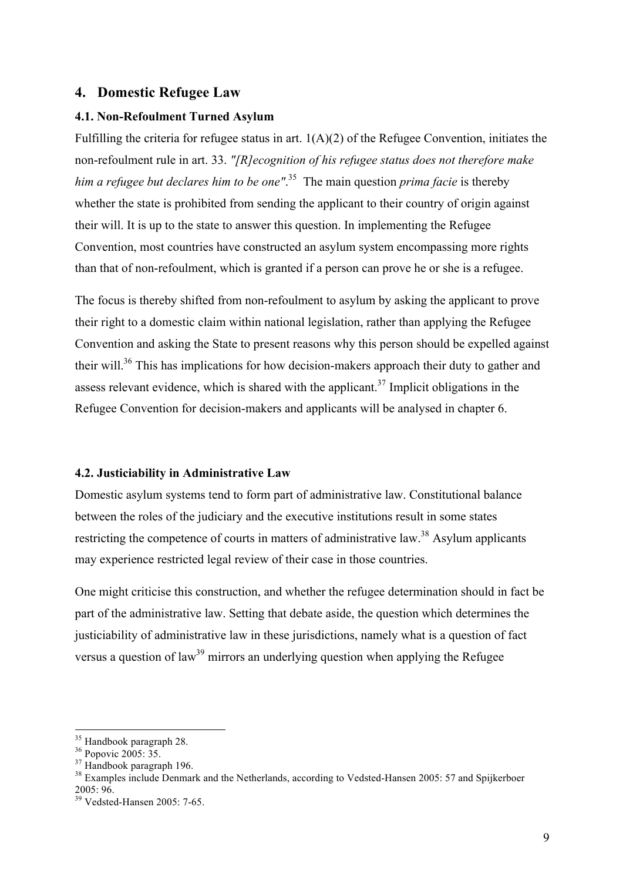## 4. Domestic Refugee Law

### 4.1. Non-Refoulment Turned Asylum

Fulfilling the criteria for refugee status in art. 1(A)(2) of the Refugee Convention, initiates the non-refoulment rule in art. 33. *"[R]ecognition of his refugee status does not therefore make him a refugee but declares him to be one"*.[35] The main question *prima facie* is thereby whether the state is prohibited from sending the applicant to their country of origin against their will. It is up to the state to answer this question. In implementing the Refugee Convention, most countries have constructed an asylum system encompassing more rights than that of non-refoulment, which is granted if a person can prove he or she is a refugee.

The focus is thereby shifted from non-refoulment to asylum by asking the applicant to prove their right to a domestic claim within national legislation, rather than applying the Refugee Convention and asking the State to present reasons why this person should be expelled against their will.[36] This has implications for how decision-makers approach their duty to gather and assess relevant evidence, which is shared with the applicant.[37] Implicit obligations in the Refugee Convention for decision-makers and applicants will be analysed in chapter 6.

### 4.2. Justiciability in Administrative Law

Domestic asylum systems tend to form part of administrative law. Constitutional balance between the roles of the judiciary and the executive institutions result in some states restricting the competence of courts in matters of administrative law.[38] Asylum applicants may experience restricted legal review of their case in those countries.

One might criticise this construction, and whether the refugee determination should in fact be part of the administrative law. Setting that debate aside, the question which determines the justiciability of administrative law in these jurisdictions, namely what is a question of fact versus a question of law[39] mirrors an underlying question when applying the Refugee

---

[35] Handbook paragraph 28.
[36] Popovic 2005: 35.
[37] Handbook paragraph 196.
[38] Examples include Denmark and the Netherlands, according to Vedsted-Hansen 2005: 57 and Spijkerboer 2005: 96.
[39] Vedsted-Hansen 2005: 7-65.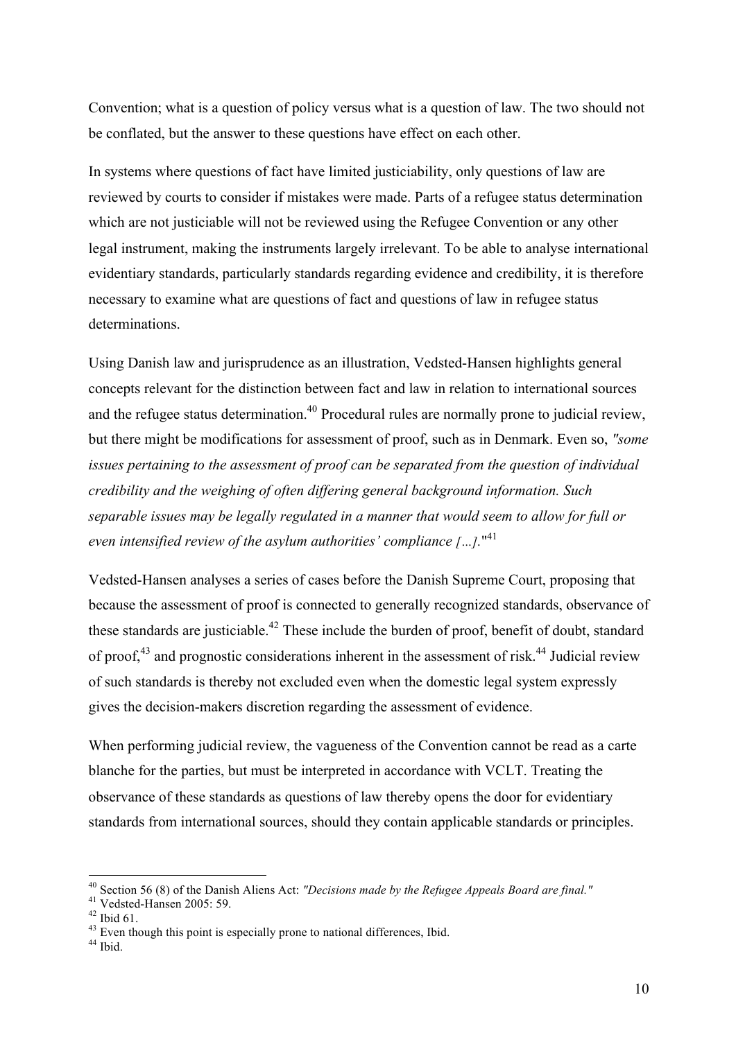Convention; what is a question of policy versus what is a question of law. The two should not be conflated, but the answer to these questions have effect on each other.

In systems where questions of fact have limited justiciability, only questions of law are reviewed by courts to consider if mistakes were made. Parts of a refugee status determination which are not justiciable will not be reviewed using the Refugee Convention or any other legal instrument, making the instruments largely irrelevant. To be able to analyse international evidentiary standards, particularly standards regarding evidence and credibility, it is therefore necessary to examine what are questions of fact and questions of law in refugee status determinations.

Using Danish law and jurisprudence as an illustration, Vedsted-Hansen highlights general concepts relevant for the distinction between fact and law in relation to international sources and the refugee status determination.[40] Procedural rules are normally prone to judicial review, but there might be modifications for assessment of proof, such as in Denmark. Even so, *"some issues pertaining to the assessment of proof can be separated from the question of individual credibility and the weighing of often differing general background information. Such separable issues may be legally regulated in a manner that would seem to allow for full or even intensified review of the asylum authorities' compliance […].*"[41]

Vedsted-Hansen analyses a series of cases before the Danish Supreme Court, proposing that because the assessment of proof is connected to generally recognized standards, observance of these standards are justiciable.[42] These include the burden of proof, benefit of doubt, standard of proof,[43] and prognostic considerations inherent in the assessment of risk.[44] Judicial review of such standards is thereby not excluded even when the domestic legal system expressly gives the decision-makers discretion regarding the assessment of evidence.

When performing judicial review, the vagueness of the Convention cannot be read as a carte blanche for the parties, but must be interpreted in accordance with VCLT. Treating the observance of these standards as questions of law thereby opens the door for evidentiary standards from international sources, should they contain applicable standards or principles.

---

[40] Section 56 (8) of the Danish Aliens Act: *"Decisions made by the Refugee Appeals Board are final."*
[41] Vedsted-Hansen 2005: 59.
[42] Ibid 61.
[43] Even though this point is especially prone to national differences, Ibid.
[44] Ibid.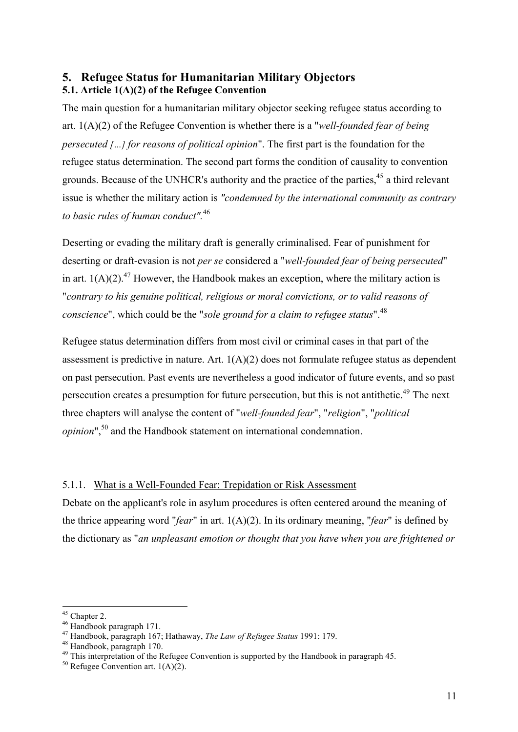## 5. Refugee Status for Humanitarian Military Objectors

### 5.1. Article 1(A)(2) of the Refugee Convention

The main question for a humanitarian military objector seeking refugee status according to art. 1(A)(2) of the Refugee Convention is whether there is a "*well-founded fear of being persecuted [...] for reasons of political opinion*". The first part is the foundation for the refugee status determination. The second part forms the condition of causality to convention grounds. Because of the UNHCR's authority and the practice of the parties,[45] a third relevant issue is whether the military action is *"condemned by the international community as contrary to basic rules of human conduct".*[46]

Deserting or evading the military draft is generally criminalised. Fear of punishment for deserting or draft-evasion is not *per se* considered a "*well-founded fear of being persecuted*" in art. 1(A)(2).[47] However, the Handbook makes an exception, where the military action is "*contrary to his genuine political, religious or moral convictions, or to valid reasons of conscience*", which could be the "*sole ground for a claim to refugee status*".[48]

Refugee status determination differs from most civil or criminal cases in that part of the assessment is predictive in nature. Art. 1(A)(2) does not formulate refugee status as dependent on past persecution. Past events are nevertheless a good indicator of future events, and so past persecution creates a presumption for future persecution, but this is not antithetic.[49] The next three chapters will analyse the content of "*well-founded fear*", "*religion*", "*political opinion*",[50] and the Handbook statement on international condemnation.

#### 5.1.1. What is a Well-Founded Fear: Trepidation or Risk Assessment

Debate on the applicant's role in asylum procedures is often centered around the meaning of the thrice appearing word "*fear*" in art. 1(A)(2). In its ordinary meaning, "*fear*" is defined by the dictionary as "*an unpleasant emotion or thought that you have when you are frightened or*

---

[45] Chapter 2.

[46] Handbook paragraph 171.

[47] Handbook, paragraph 167; Hathaway, *The Law of Refugee Status* 1991: 179.

[48] Handbook, paragraph 170.

[49] This interpretation of the Refugee Convention is supported by the Handbook in paragraph 45.

[50] Refugee Convention art. 1(A)(2).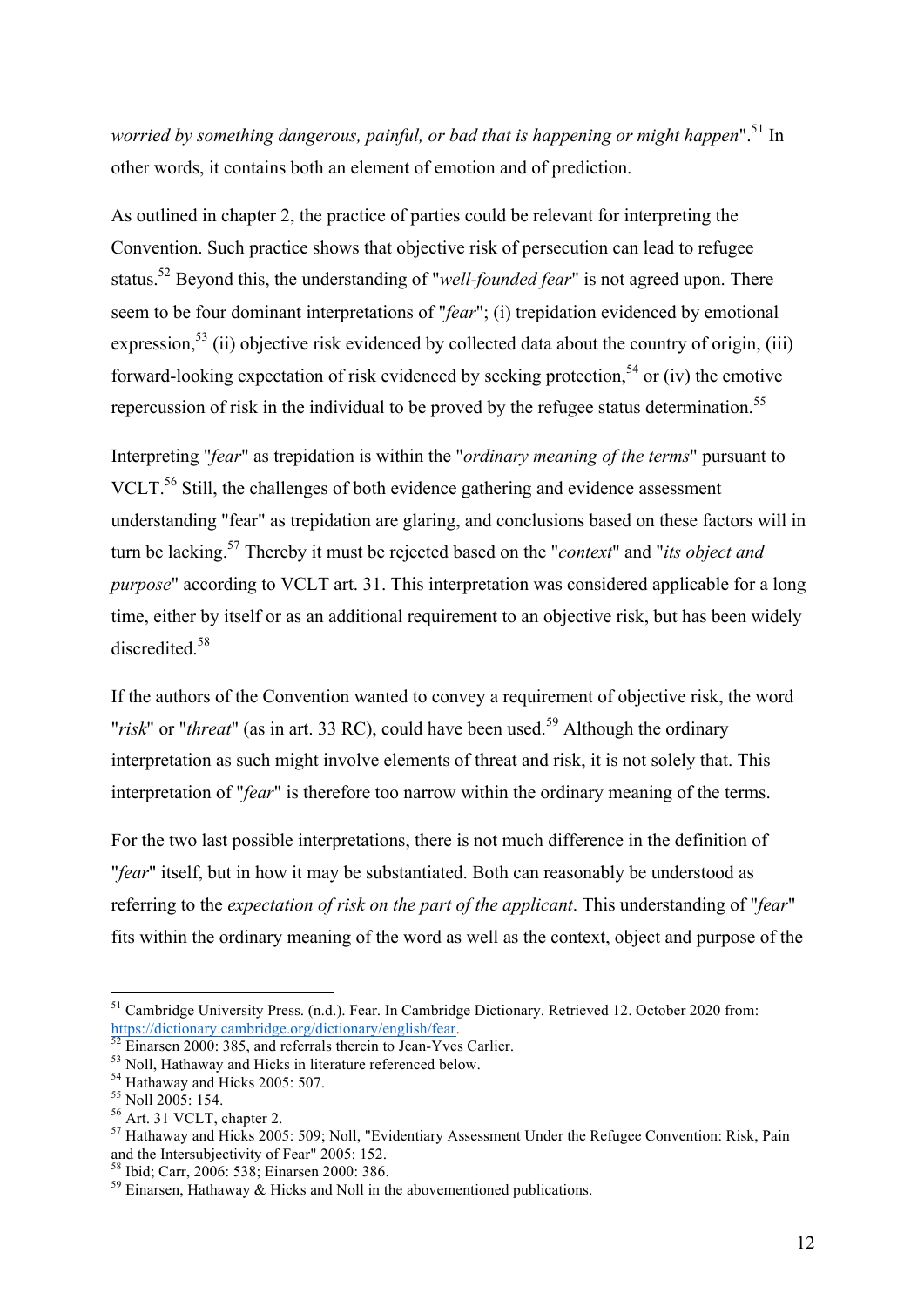*worried by something dangerous, painful, or bad that is happening or might happen*".[51] In other words, it contains both an element of emotion and of prediction.

As outlined in chapter 2, the practice of parties could be relevant for interpreting the Convention. Such practice shows that objective risk of persecution can lead to refugee status.[52] Beyond this, the understanding of "*well-founded fear*" is not agreed upon. There seem to be four dominant interpretations of "*fear*"; (i) trepidation evidenced by emotional expression,[53] (ii) objective risk evidenced by collected data about the country of origin, (iii) forward-looking expectation of risk evidenced by seeking protection,[54] or (iv) the emotive repercussion of risk in the individual to be proved by the refugee status determination.[55]

Interpreting "*fear*" as trepidation is within the "*ordinary meaning of the terms*" pursuant to VCLT.[56] Still, the challenges of both evidence gathering and evidence assessment understanding "fear" as trepidation are glaring, and conclusions based on these factors will in turn be lacking.[57] Thereby it must be rejected based on the "*context*" and "*its object and purpose*" according to VCLT art. 31. This interpretation was considered applicable for a long time, either by itself or as an additional requirement to an objective risk, but has been widely discredited.[58]

If the authors of the Convention wanted to convey a requirement of objective risk, the word "*risk*" or "*threat*" (as in art. 33 RC), could have been used.[59] Although the ordinary interpretation as such might involve elements of threat and risk, it is not solely that. This interpretation of "*fear*" is therefore too narrow within the ordinary meaning of the terms.

For the two last possible interpretations, there is not much difference in the definition of "*fear*" itself, but in how it may be substantiated. Both can reasonably be understood as referring to the *expectation of risk on the part of the applicant*. This understanding of "*fear*" fits within the ordinary meaning of the word as well as the context, object and purpose of the

---

[51] Cambridge University Press. (n.d.). Fear. In Cambridge Dictionary. Retrieved 12. October 2020 from: https://dictionary.cambridge.org/dictionary/english/fear.

[52] Einarsen 2000: 385, and referrals therein to Jean-Yves Carlier.

[53] Noll, Hathaway and Hicks in literature referenced below.

[54] Hathaway and Hicks 2005: 507.

[55] Noll 2005: 154.

[56] Art. 31 VCLT, chapter 2.

[57] Hathaway and Hicks 2005: 509; Noll, "Evidentiary Assessment Under the Refugee Convention: Risk, Pain and the Intersubjectivity of Fear" 2005: 152.

[58] Ibid; Carr, 2006: 538; Einarsen 2000: 386.

[59] Einarsen, Hathaway & Hicks and Noll in the abovementioned publications.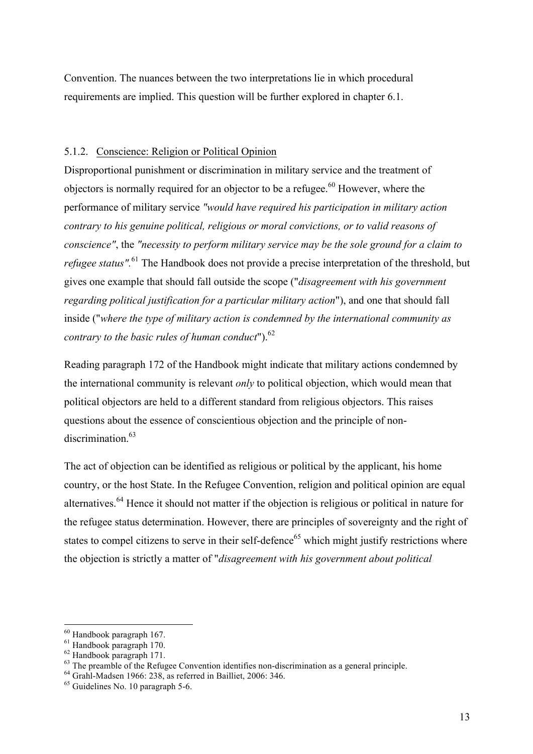Convention. The nuances between the two interpretations lie in which procedural requirements are implied. This question will be further explored in chapter 6.1.

### 5.1.2. Conscience: Religion or Political Opinion

Disproportional punishment or discrimination in military service and the treatment of objectors is normally required for an objector to be a refugee.[60] However, where the performance of military service *"would have required his participation in military action contrary to his genuine political, religious or moral convictions, or to valid reasons of conscience"*, the *"necessity to perform military service may be the sole ground for a claim to refugee status"*.[61] The Handbook does not provide a precise interpretation of the threshold, but gives one example that should fall outside the scope ("*disagreement with his government regarding political justification for a particular military action*"), and one that should fall inside ("*where the type of military action is condemned by the international community as contrary to the basic rules of human conduct*").[62]

Reading paragraph 172 of the Handbook might indicate that military actions condemned by the international community is relevant *only* to political objection, which would mean that political objectors are held to a different standard from religious objectors. This raises questions about the essence of conscientious objection and the principle of non-discrimination.[63]

The act of objection can be identified as religious or political by the applicant, his home country, or the host State. In the Refugee Convention, religion and political opinion are equal alternatives.[64] Hence it should not matter if the objection is religious or political in nature for the refugee status determination. However, there are principles of sovereignty and the right of states to compel citizens to serve in their self-defence[65] which might justify restrictions where the objection is strictly a matter of "*disagreement with his government about political*

---

[60] Handbook paragraph 167.
[61] Handbook paragraph 170.
[62] Handbook paragraph 171.
[63] The preamble of the Refugee Convention identifies non-discrimination as a general principle.
[64] Grahl-Madsen 1966: 238, as referred in Bailliet, 2006: 346.
[65] Guidelines No. 10 paragraph 5-6.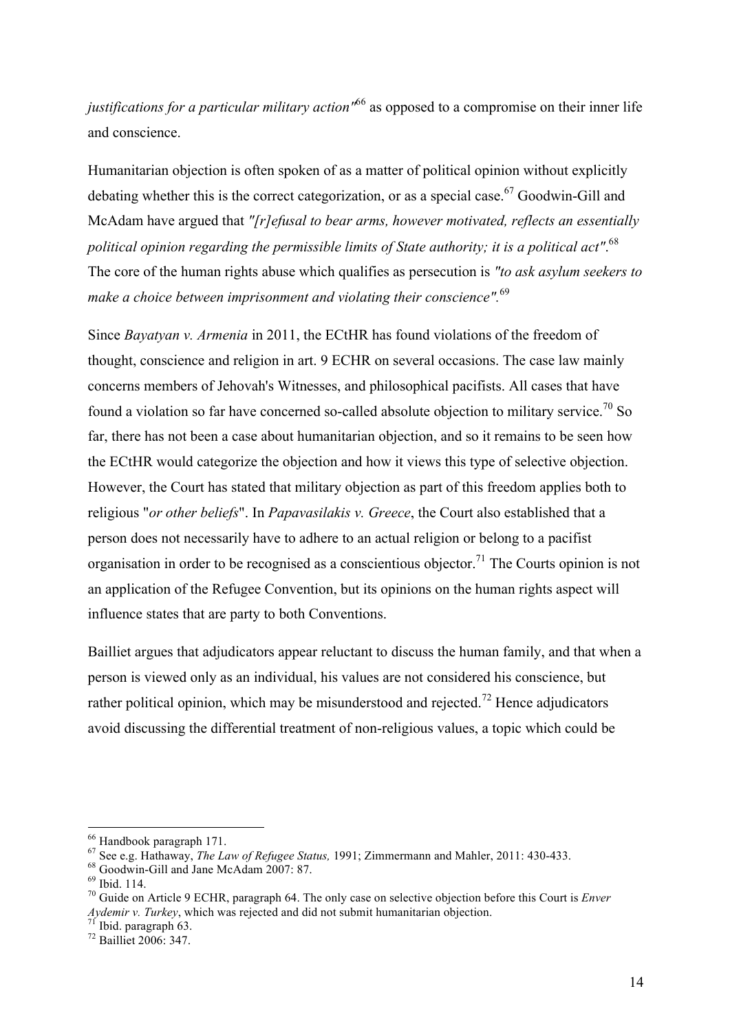*justifications for a particular military action"*[66] as opposed to a compromise on their inner life and conscience.

Humanitarian objection is often spoken of as a matter of political opinion without explicitly debating whether this is the correct categorization, or as a special case.[67] Goodwin-Gill and McAdam have argued that *"[r]efusal to bear arms, however motivated, reflects an essentially political opinion regarding the permissible limits of State authority; it is a political act"*.[68] The core of the human rights abuse which qualifies as persecution is *"to ask asylum seekers to make a choice between imprisonment and violating their conscience"*.[69]

Since *Bayatyan v. Armenia* in 2011, the ECtHR has found violations of the freedom of thought, conscience and religion in art. 9 ECHR on several occasions. The case law mainly concerns members of Jehovah's Witnesses, and philosophical pacifists. All cases that have found a violation so far have concerned so-called absolute objection to military service.[70] So far, there has not been a case about humanitarian objection, and so it remains to be seen how the ECtHR would categorize the objection and how it views this type of selective objection. However, the Court has stated that military objection as part of this freedom applies both to religious "*or other beliefs*". In *Papavasilakis v. Greece*, the Court also established that a person does not necessarily have to adhere to an actual religion or belong to a pacifist organisation in order to be recognised as a conscientious objector.[71] The Courts opinion is not an application of the Refugee Convention, but its opinions on the human rights aspect will influence states that are party to both Conventions.

Bailliet argues that adjudicators appear reluctant to discuss the human family, and that when a person is viewed only as an individual, his values are not considered his conscience, but rather political opinion, which may be misunderstood and rejected.[72] Hence adjudicators avoid discussing the differential treatment of non-religious values, a topic which could be

---

[66] Handbook paragraph 171.

[67] See e.g. Hathaway, *The Law of Refugee Status,* 1991; Zimmermann and Mahler, 2011: 430-433.

[68] Goodwin-Gill and Jane McAdam 2007: 87.

[69] Ibid. 114.

[70] Guide on Article 9 ECHR, paragraph 64. The only case on selective objection before this Court is *Enver Aydemir v. Turkey*, which was rejected and did not submit humanitarian objection.

[71] Ibid. paragraph 63.

[72] Bailliet 2006: 347.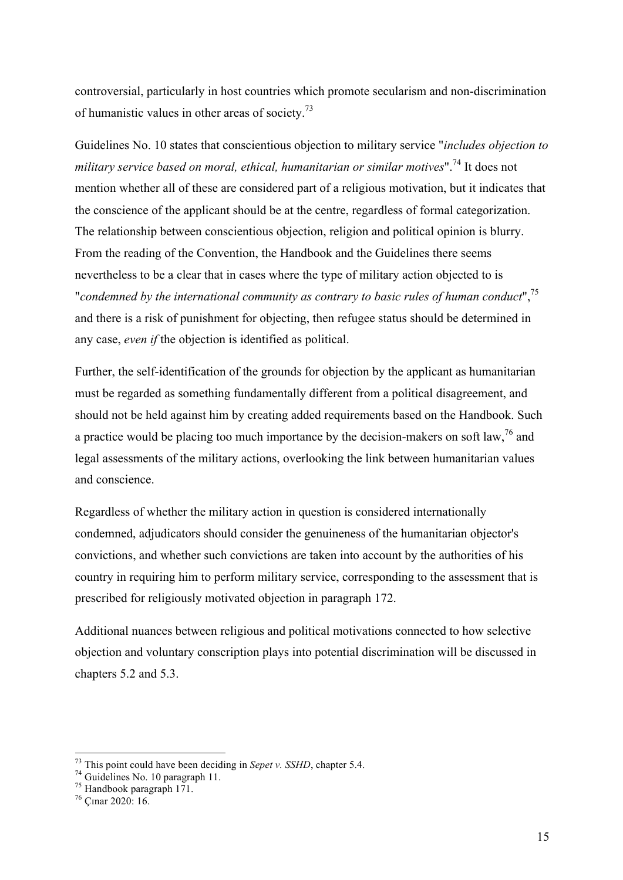controversial, particularly in host countries which promote secularism and non-discrimination of humanistic values in other areas of society.[73]

Guidelines No. 10 states that conscientious objection to military service "*includes objection to military service based on moral, ethical, humanitarian or similar motives*".[74] It does not mention whether all of these are considered part of a religious motivation, but it indicates that the conscience of the applicant should be at the centre, regardless of formal categorization. The relationship between conscientious objection, religion and political opinion is blurry. From the reading of the Convention, the Handbook and the Guidelines there seems nevertheless to be a clear that in cases where the type of military action objected to is "*condemned by the international community as contrary to basic rules of human conduct*",[75] and there is a risk of punishment for objecting, then refugee status should be determined in any case, *even if* the objection is identified as political.

Further, the self-identification of the grounds for objection by the applicant as humanitarian must be regarded as something fundamentally different from a political disagreement, and should not be held against him by creating added requirements based on the Handbook. Such a practice would be placing too much importance by the decision-makers on soft law,[76] and legal assessments of the military actions, overlooking the link between humanitarian values and conscience.

Regardless of whether the military action in question is considered internationally condemned, adjudicators should consider the genuineness of the humanitarian objector's convictions, and whether such convictions are taken into account by the authorities of his country in requiring him to perform military service, corresponding to the assessment that is prescribed for religiously motivated objection in paragraph 172.

Additional nuances between religious and political motivations connected to how selective objection and voluntary conscription plays into potential discrimination will be discussed in chapters 5.2 and 5.3.

---

[73] This point could have been deciding in *Sepet v. SSHD*, chapter 5.4.

[74] Guidelines No. 10 paragraph 11.

[75] Handbook paragraph 171.

[76] Çınar 2020: 16.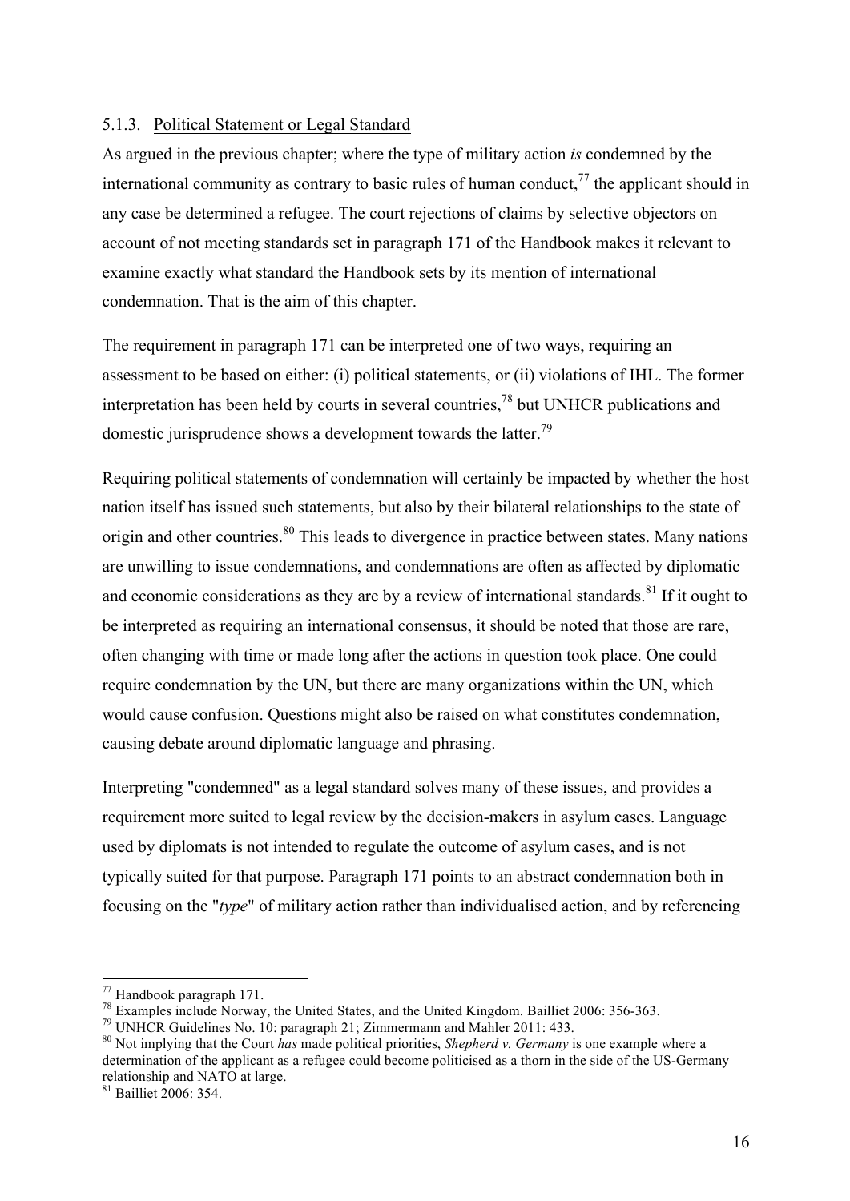### 5.1.3. Political Statement or Legal Standard

As argued in the previous chapter; where the type of military action *is* condemned by the international community as contrary to basic rules of human conduct,[77] the applicant should in any case be determined a refugee. The court rejections of claims by selective objectors on account of not meeting standards set in paragraph 171 of the Handbook makes it relevant to examine exactly what standard the Handbook sets by its mention of international condemnation. That is the aim of this chapter.

The requirement in paragraph 171 can be interpreted one of two ways, requiring an assessment to be based on either: (i) political statements, or (ii) violations of IHL. The former interpretation has been held by courts in several countries,[78] but UNHCR publications and domestic jurisprudence shows a development towards the latter.[79]

Requiring political statements of condemnation will certainly be impacted by whether the host nation itself has issued such statements, but also by their bilateral relationships to the state of origin and other countries.[80] This leads to divergence in practice between states. Many nations are unwilling to issue condemnations, and condemnations are often as affected by diplomatic and economic considerations as they are by a review of international standards.[81] If it ought to be interpreted as requiring an international consensus, it should be noted that those are rare, often changing with time or made long after the actions in question took place. One could require condemnation by the UN, but there are many organizations within the UN, which would cause confusion. Questions might also be raised on what constitutes condemnation, causing debate around diplomatic language and phrasing.

Interpreting "condemned" as a legal standard solves many of these issues, and provides a requirement more suited to legal review by the decision-makers in asylum cases. Language used by diplomats is not intended to regulate the outcome of asylum cases, and is not typically suited for that purpose. Paragraph 171 points to an abstract condemnation both in focusing on the "*type*" of military action rather than individualised action, and by referencing

---

[77] Handbook paragraph 171.

[78] Examples include Norway, the United States, and the United Kingdom. Bailliet 2006: 356-363.

[79] UNHCR Guidelines No. 10: paragraph 21; Zimmermann and Mahler 2011: 433.

[80] Not implying that the Court *has* made political priorities, *Shepherd v. Germany* is one example where a determination of the applicant as a refugee could become politicised as a thorn in the side of the US-Germany relationship and NATO at large.

[81] Bailliet 2006: 354.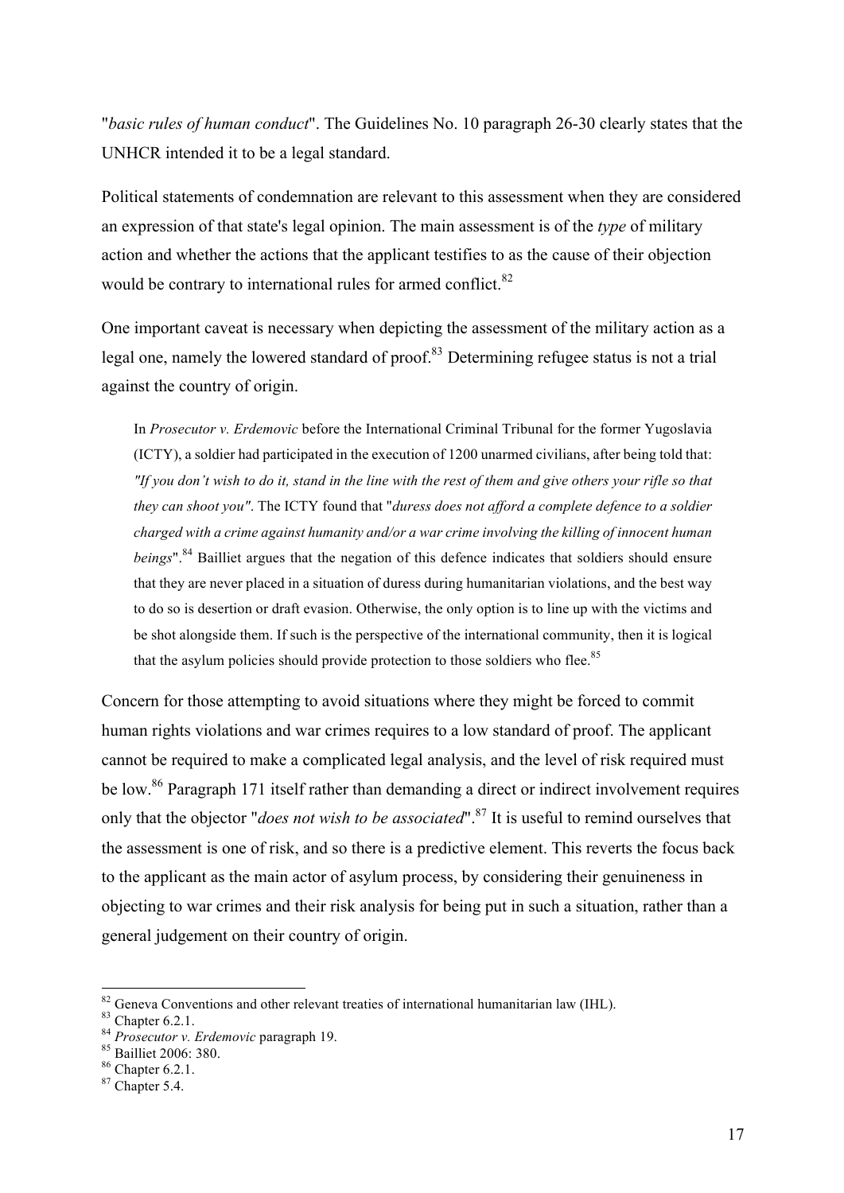"*basic rules of human conduct*". The Guidelines No. 10 paragraph 26-30 clearly states that the UNHCR intended it to be a legal standard.

Political statements of condemnation are relevant to this assessment when they are considered an expression of that state's legal opinion. The main assessment is of the *type* of military action and whether the actions that the applicant testifies to as the cause of their objection would be contrary to international rules for armed conflict.[82]

One important caveat is necessary when depicting the assessment of the military action as a legal one, namely the lowered standard of proof.[83] Determining refugee status is not a trial against the country of origin.

> In *Prosecutor v. Erdemovic* before the International Criminal Tribunal for the former Yugoslavia (ICTY), a soldier had participated in the execution of 1200 unarmed civilians, after being told that: *"If you don't wish to do it, stand in the line with the rest of them and give others your rifle so that they can shoot you"*. The ICTY found that "*duress does not afford a complete defence to a soldier charged with a crime against humanity and/or a war crime involving the killing of innocent human beings*".[84] Bailliet argues that the negation of this defence indicates that soldiers should ensure that they are never placed in a situation of duress during humanitarian violations, and the best way to do so is desertion or draft evasion. Otherwise, the only option is to line up with the victims and be shot alongside them. If such is the perspective of the international community, then it is logical that the asylum policies should provide protection to those soldiers who flee.[85]

Concern for those attempting to avoid situations where they might be forced to commit human rights violations and war crimes requires to a low standard of proof. The applicant cannot be required to make a complicated legal analysis, and the level of risk required must be low.[86] Paragraph 171 itself rather than demanding a direct or indirect involvement requires only that the objector "*does not wish to be associated*".[87] It is useful to remind ourselves that the assessment is one of risk, and so there is a predictive element. This reverts the focus back to the applicant as the main actor of asylum process, by considering their genuineness in objecting to war crimes and their risk analysis for being put in such a situation, rather than a general judgement on their country of origin.

---

[82] Geneva Conventions and other relevant treaties of international humanitarian law (IHL).
[83] Chapter 6.2.1.
[84] *Prosecutor v. Erdemovic* paragraph 19.
[85] Bailliet 2006: 380.
[86] Chapter 6.2.1.
[87] Chapter 5.4.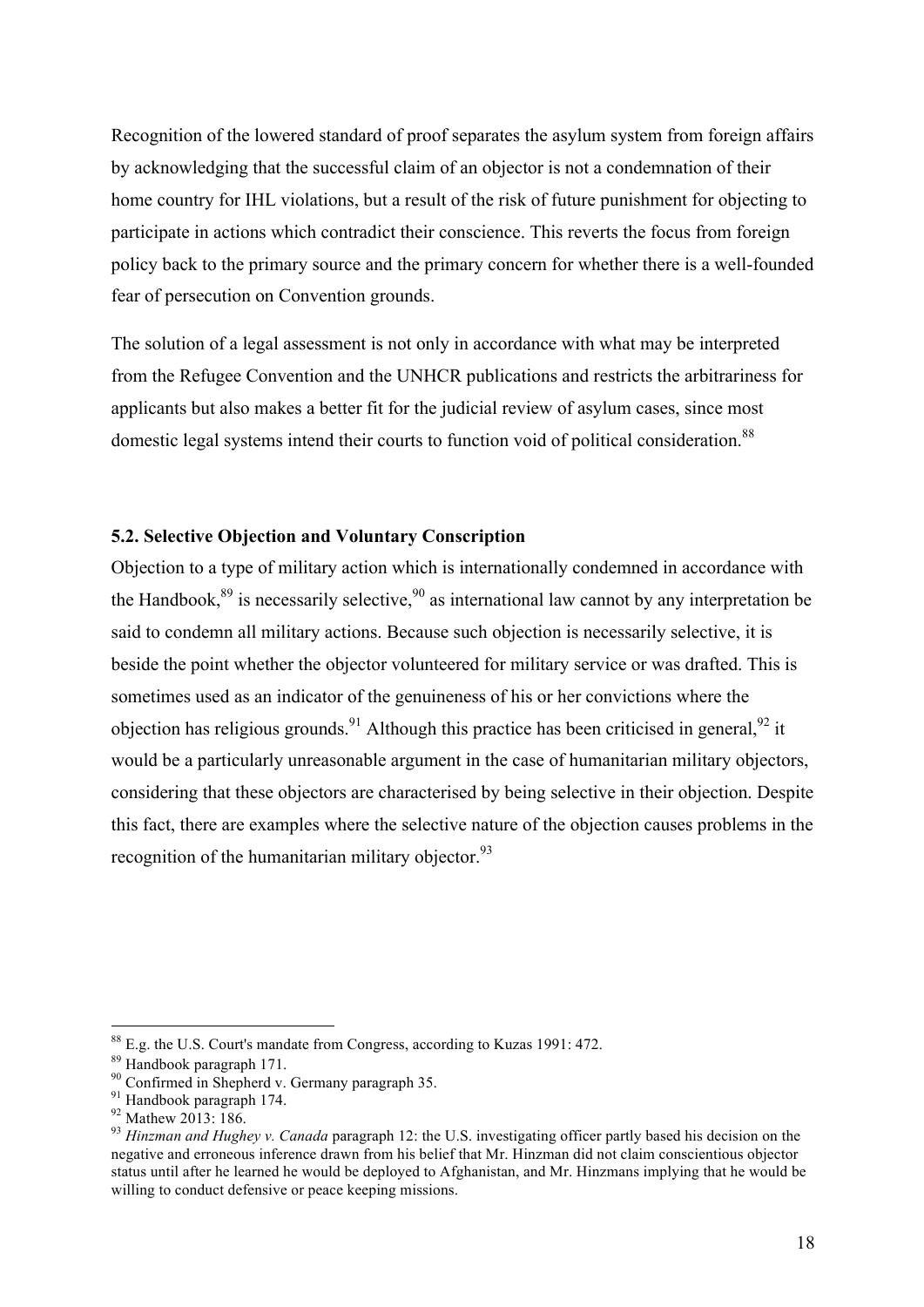Recognition of the lowered standard of proof separates the asylum system from foreign affairs by acknowledging that the successful claim of an objector is not a condemnation of their home country for IHL violations, but a result of the risk of future punishment for objecting to participate in actions which contradict their conscience. This reverts the focus from foreign policy back to the primary source and the primary concern for whether there is a well-founded fear of persecution on Convention grounds.

The solution of a legal assessment is not only in accordance with what may be interpreted from the Refugee Convention and the UNHCR publications and restricts the arbitrariness for applicants but also makes a better fit for the judicial review of asylum cases, since most domestic legal systems intend their courts to function void of political consideration.[88]

### 5.2. Selective Objection and Voluntary Conscription

Objection to a type of military action which is internationally condemned in accordance with the Handbook,[89] is necessarily selective,[90] as international law cannot by any interpretation be said to condemn all military actions. Because such objection is necessarily selective, it is beside the point whether the objector volunteered for military service or was drafted. This is sometimes used as an indicator of the genuineness of his or her convictions where the objection has religious grounds.[91] Although this practice has been criticised in general,[92] it would be a particularly unreasonable argument in the case of humanitarian military objectors, considering that these objectors are characterised by being selective in their objection. Despite this fact, there are examples where the selective nature of the objection causes problems in the recognition of the humanitarian military objector.[93]

---

[88] E.g. the U.S. Court's mandate from Congress, according to Kuzas 1991: 472.

[89] Handbook paragraph 171.

[90] Confirmed in Shepherd v. Germany paragraph 35.

[91] Handbook paragraph 174.

[92] Mathew 2013: 186.

[93] *Hinzman and Hughey v. Canada* paragraph 12: the U.S. investigating officer partly based his decision on the negative and erroneous inference drawn from his belief that Mr. Hinzman did not claim conscientious objector status until after he learned he would be deployed to Afghanistan, and Mr. Hinzmans implying that he would be willing to conduct defensive or peace keeping missions.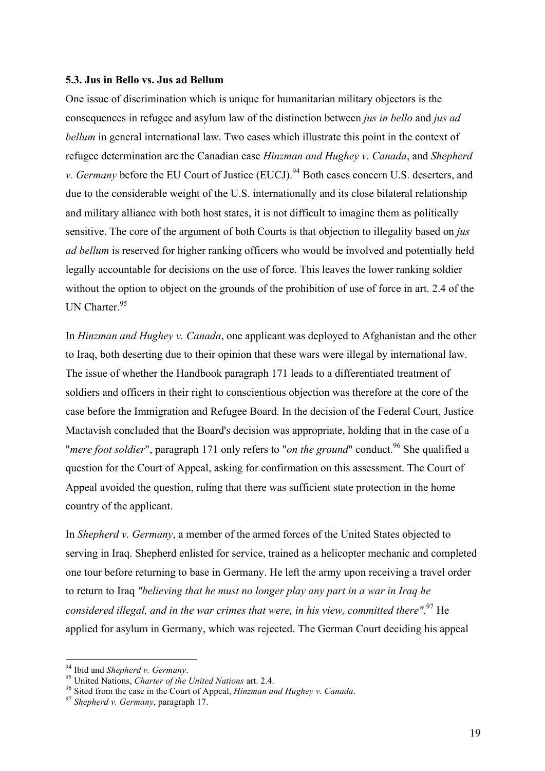### 5.3. Jus in Bello vs. Jus ad Bellum

One issue of discrimination which is unique for humanitarian military objectors is the consequences in refugee and asylum law of the distinction between *jus in bello* and *jus ad bellum* in general international law. Two cases which illustrate this point in the context of refugee determination are the Canadian case *Hinzman and Hughey v. Canada*, and *Shepherd v. Germany* before the EU Court of Justice (EUCJ).[94] Both cases concern U.S. deserters, and due to the considerable weight of the U.S. internationally and its close bilateral relationship and military alliance with both host states, it is not difficult to imagine them as politically sensitive. The core of the argument of both Courts is that objection to illegality based on *jus ad bellum* is reserved for higher ranking officers who would be involved and potentially held legally accountable for decisions on the use of force. This leaves the lower ranking soldier without the option to object on the grounds of the prohibition of use of force in art. 2.4 of the UN Charter.[95]

In *Hinzman and Hughey v. Canada*, one applicant was deployed to Afghanistan and the other to Iraq, both deserting due to their opinion that these wars were illegal by international law. The issue of whether the Handbook paragraph 171 leads to a differentiated treatment of soldiers and officers in their right to conscientious objection was therefore at the core of the case before the Immigration and Refugee Board. In the decision of the Federal Court, Justice Mactavish concluded that the Board's decision was appropriate, holding that in the case of a "*mere foot soldier*", paragraph 171 only refers to "*on the ground*" conduct.[96] She qualified a question for the Court of Appeal, asking for confirmation on this assessment. The Court of Appeal avoided the question, ruling that there was sufficient state protection in the home country of the applicant.

In *Shepherd v. Germany*, a member of the armed forces of the United States objected to serving in Iraq. Shepherd enlisted for service, trained as a helicopter mechanic and completed one tour before returning to base in Germany. He left the army upon receiving a travel order to return to Iraq *"believing that he must no longer play any part in a war in Iraq he considered illegal, and in the war crimes that were, in his view, committed there"*.[97] He applied for asylum in Germany, which was rejected. The German Court deciding his appeal

---

[94] Ibid and *Shepherd v. Germany*.

[95] United Nations, *Charter of the United Nations* art. 2.4.

[96] Sited from the case in the Court of Appeal, *Hinzman and Hughey v. Canada*.

[97] *Shepherd v. Germany*, paragraph 17.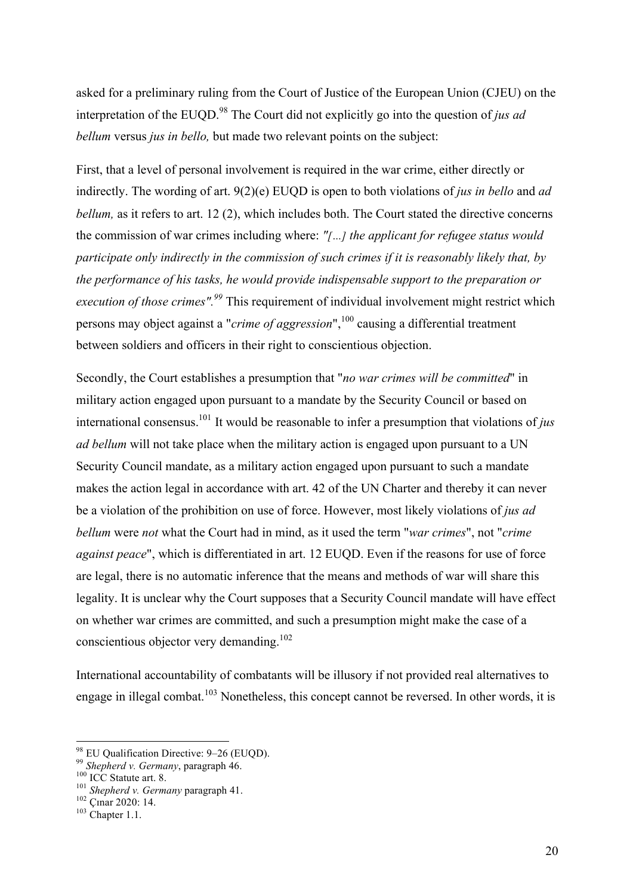asked for a preliminary ruling from the Court of Justice of the European Union (CJEU) on the interpretation of the EUQD.[98] The Court did not explicitly go into the question of *jus ad bellum* versus *jus in bello,* but made two relevant points on the subject:

First, that a level of personal involvement is required in the war crime, either directly or indirectly. The wording of art. 9(2)(e) EUQD is open to both violations of *jus in bello* and *ad bellum,* as it refers to art. 12 (2), which includes both. The Court stated the directive concerns the commission of war crimes including where: *"[...] the applicant for refugee status would participate only indirectly in the commission of such crimes if it is reasonably likely that, by the performance of his tasks, he would provide indispensable support to the preparation or execution of those crimes".*[99] This requirement of individual involvement might restrict which persons may object against a "*crime of aggression*",[100] causing a differential treatment between soldiers and officers in their right to conscientious objection.

Secondly, the Court establishes a presumption that "*no war crimes will be committed*" in military action engaged upon pursuant to a mandate by the Security Council or based on international consensus.[101] It would be reasonable to infer a presumption that violations of *jus ad bellum* will not take place when the military action is engaged upon pursuant to a UN Security Council mandate, as a military action engaged upon pursuant to such a mandate makes the action legal in accordance with art. 42 of the UN Charter and thereby it can never be a violation of the prohibition on use of force. However, most likely violations of *jus ad bellum* were *not* what the Court had in mind, as it used the term "*war crimes*", not "*crime against peace*", which is differentiated in art. 12 EUQD. Even if the reasons for use of force are legal, there is no automatic inference that the means and methods of war will share this legality. It is unclear why the Court supposes that a Security Council mandate will have effect on whether war crimes are committed, and such a presumption might make the case of a conscientious objector very demanding.[102]

International accountability of combatants will be illusory if not provided real alternatives to engage in illegal combat.[103] Nonetheless, this concept cannot be reversed. In other words, it is

---

[98] EU Qualification Directive: 9–26 (EUQD).
[99] *Shepherd v. Germany*, paragraph 46.
[100] ICC Statute art. 8.
[101] *Shepherd v. Germany* paragraph 41.
[102] Çınar 2020: 14.
[103] Chapter 1.1.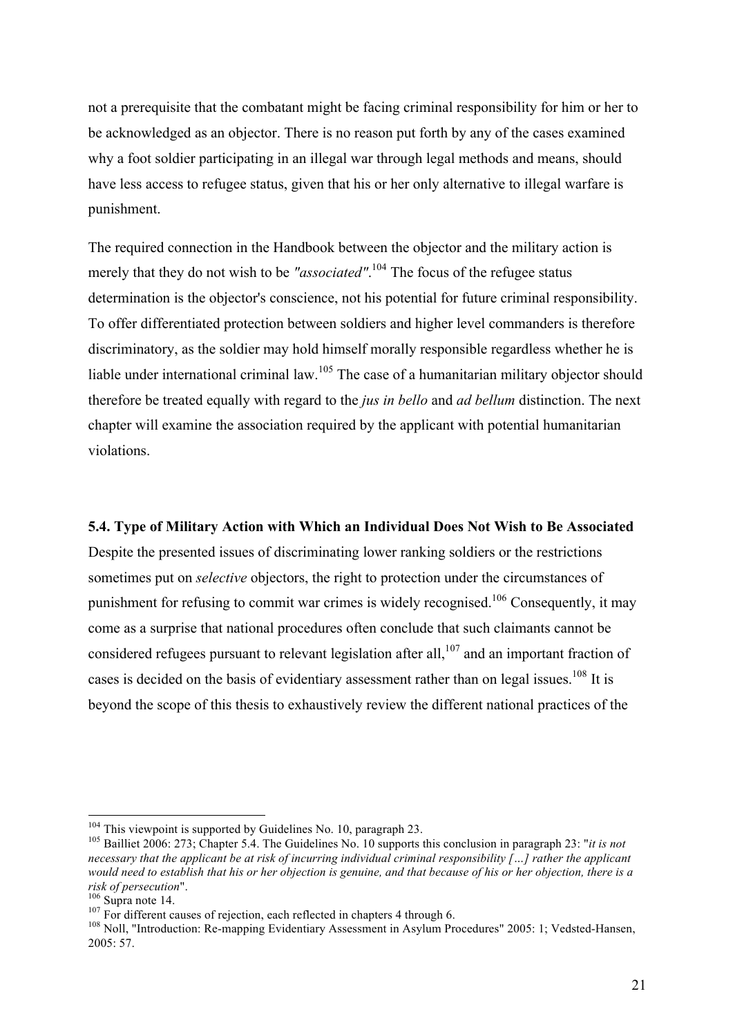not a prerequisite that the combatant might be facing criminal responsibility for him or her to be acknowledged as an objector. There is no reason put forth by any of the cases examined why a foot soldier participating in an illegal war through legal methods and means, should have less access to refugee status, given that his or her only alternative to illegal warfare is punishment.

The required connection in the Handbook between the objector and the military action is merely that they do not wish to be *"associated"*.[104] The focus of the refugee status determination is the objector's conscience, not his potential for future criminal responsibility. To offer differentiated protection between soldiers and higher level commanders is therefore discriminatory, as the soldier may hold himself morally responsible regardless whether he is liable under international criminal law.[105] The case of a humanitarian military objector should therefore be treated equally with regard to the *jus in bello* and *ad bellum* distinction. The next chapter will examine the association required by the applicant with potential humanitarian violations.

### 5.4. Type of Military Action with Which an Individual Does Not Wish to Be Associated

Despite the presented issues of discriminating lower ranking soldiers or the restrictions sometimes put on *selective* objectors, the right to protection under the circumstances of punishment for refusing to commit war crimes is widely recognised.[106] Consequently, it may come as a surprise that national procedures often conclude that such claimants cannot be considered refugees pursuant to relevant legislation after all,[107] and an important fraction of cases is decided on the basis of evidentiary assessment rather than on legal issues.[108] It is beyond the scope of this thesis to exhaustively review the different national practices of the

---

[104] This viewpoint is supported by Guidelines No. 10, paragraph 23.

[105] Bailliet 2006: 273; Chapter 5.4. The Guidelines No. 10 supports this conclusion in paragraph 23: "*it is not necessary that the applicant be at risk of incurring individual criminal responsibility […] rather the applicant would need to establish that his or her objection is genuine, and that because of his or her objection, there is a risk of persecution*".

[106] Supra note 14.

[107] For different causes of rejection, each reflected in chapters 4 through 6.

[108] Noll, "Introduction: Re-mapping Evidentiary Assessment in Asylum Procedures" 2005: 1; Vedsted-Hansen, 2005: 57.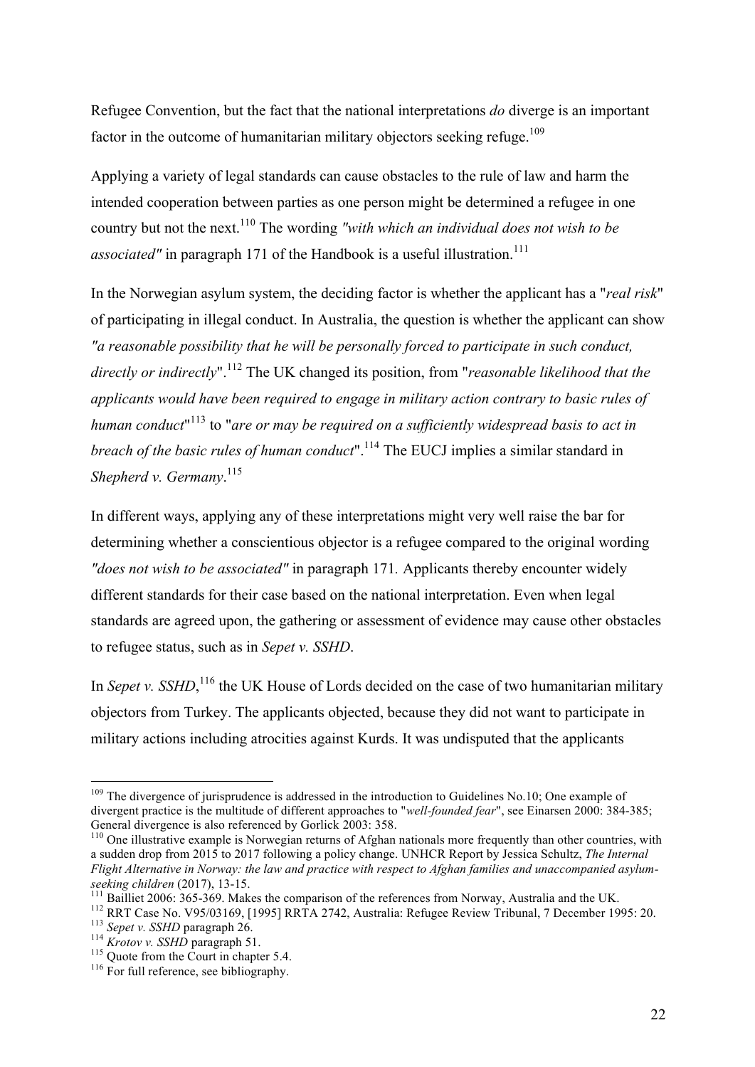Refugee Convention, but the fact that the national interpretations *do* diverge is an important factor in the outcome of humanitarian military objectors seeking refuge.[109]

Applying a variety of legal standards can cause obstacles to the rule of law and harm the intended cooperation between parties as one person might be determined a refugee in one country but not the next.[110] The wording *"with which an individual does not wish to be associated"* in paragraph 171 of the Handbook is a useful illustration.[111]

In the Norwegian asylum system, the deciding factor is whether the applicant has a "*real risk*" of participating in illegal conduct. In Australia, the question is whether the applicant can show *"a reasonable possibility that he will be personally forced to participate in such conduct, directly or indirectly*".[112] The UK changed its position, from "*reasonable likelihood that the applicants would have been required to engage in military action contrary to basic rules of human conduct*"[113] to "*are or may be required on a sufficiently widespread basis to act in breach of the basic rules of human conduct*".[114] The EUCJ implies a similar standard in *Shepherd v. Germany*.[115]

In different ways, applying any of these interpretations might very well raise the bar for determining whether a conscientious objector is a refugee compared to the original wording *"does not wish to be associated"* in paragraph 171. Applicants thereby encounter widely different standards for their case based on the national interpretation. Even when legal standards are agreed upon, the gathering or assessment of evidence may cause other obstacles to refugee status, such as in *Sepet v. SSHD*.

In *Sepet v. SSHD*,[116] the UK House of Lords decided on the case of two humanitarian military objectors from Turkey. The applicants objected, because they did not want to participate in military actions including atrocities against Kurds. It was undisputed that the applicants

---

[109] The divergence of jurisprudence is addressed in the introduction to Guidelines No.10; One example of divergent practice is the multitude of different approaches to "*well-founded fear*", see Einarsen 2000: 384-385; General divergence is also referenced by Gorlick 2003: 358.

[110] One illustrative example is Norwegian returns of Afghan nationals more frequently than other countries, with a sudden drop from 2015 to 2017 following a policy change. UNHCR Report by Jessica Schultz, *The Internal Flight Alternative in Norway: the law and practice with respect to Afghan families and unaccompanied asylum-seeking children* (2017), 13-15.

[111] Bailliet 2006: 365-369. Makes the comparison of the references from Norway, Australia and the UK.

[112] RRT Case No. V95/03169, [1995] RRTA 2742, Australia: Refugee Review Tribunal, 7 December 1995: 20.

[113] *Sepet v. SSHD* paragraph 26.

[114] *Krotov v. SSHD* paragraph 51.

[115] Quote from the Court in chapter 5.4.

[116] For full reference, see bibliography.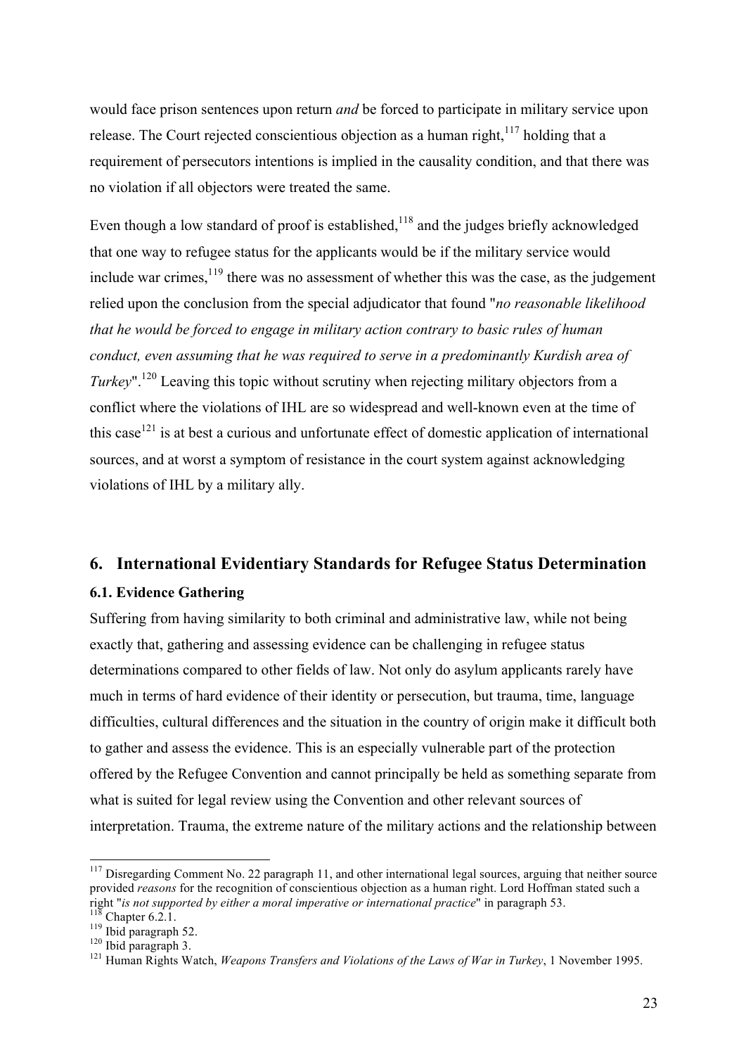would face prison sentences upon return *and* be forced to participate in military service upon release. The Court rejected conscientious objection as a human right,[117] holding that a requirement of persecutors intentions is implied in the causality condition, and that there was no violation if all objectors were treated the same.

Even though a low standard of proof is established,[118] and the judges briefly acknowledged that one way to refugee status for the applicants would be if the military service would include war crimes,[119] there was no assessment of whether this was the case, as the judgement relied upon the conclusion from the special adjudicator that found "*no reasonable likelihood that he would be forced to engage in military action contrary to basic rules of human conduct, even assuming that he was required to serve in a predominantly Kurdish area of Turkey*".[120] Leaving this topic without scrutiny when rejecting military objectors from a conflict where the violations of IHL are so widespread and well-known even at the time of this case[121] is at best a curious and unfortunate effect of domestic application of international sources, and at worst a symptom of resistance in the court system against acknowledging violations of IHL by a military ally.

## 6. International Evidentiary Standards for Refugee Status Determination

### 6.1. Evidence Gathering

Suffering from having similarity to both criminal and administrative law, while not being exactly that, gathering and assessing evidence can be challenging in refugee status determinations compared to other fields of law. Not only do asylum applicants rarely have much in terms of hard evidence of their identity or persecution, but trauma, time, language difficulties, cultural differences and the situation in the country of origin make it difficult both to gather and assess the evidence. This is an especially vulnerable part of the protection offered by the Refugee Convention and cannot principally be held as something separate from what is suited for legal review using the Convention and other relevant sources of interpretation. Trauma, the extreme nature of the military actions and the relationship between

---

[117] Disregarding Comment No. 22 paragraph 11, and other international legal sources, arguing that neither source provided *reasons* for the recognition of conscientious objection as a human right. Lord Hoffman stated such a right "*is not supported by either a moral imperative or international practice*" in paragraph 53.

[118] Chapter 6.2.1.

[119] Ibid paragraph 52.

[120] Ibid paragraph 3.

[121] Human Rights Watch, *Weapons Transfers and Violations of the Laws of War in Turkey*, 1 November 1995.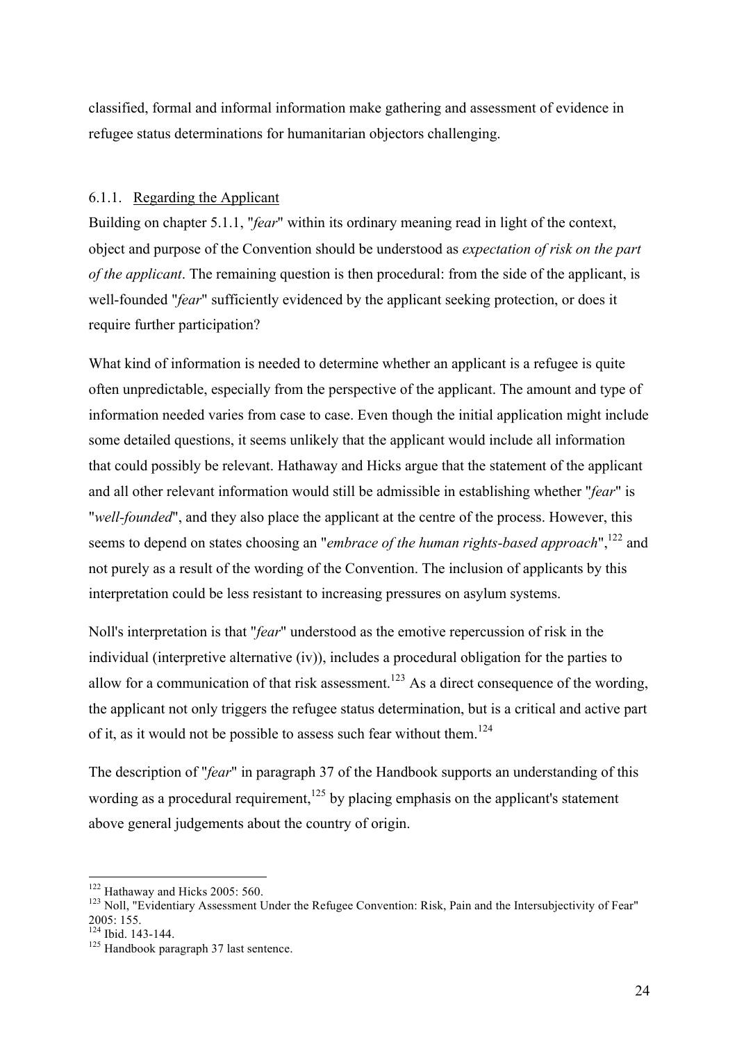classified, formal and informal information make gathering and assessment of evidence in refugee status determinations for humanitarian objectors challenging.

### 6.1.1. Regarding the Applicant

Building on chapter 5.1.1, "*fear*" within its ordinary meaning read in light of the context, object and purpose of the Convention should be understood as *expectation of risk on the part of the applicant*. The remaining question is then procedural: from the side of the applicant, is well-founded "*fear*" sufficiently evidenced by the applicant seeking protection, or does it require further participation?

What kind of information is needed to determine whether an applicant is a refugee is quite often unpredictable, especially from the perspective of the applicant. The amount and type of information needed varies from case to case. Even though the initial application might include some detailed questions, it seems unlikely that the applicant would include all information that could possibly be relevant. Hathaway and Hicks argue that the statement of the applicant and all other relevant information would still be admissible in establishing whether "*fear*" is "*well-founded*", and they also place the applicant at the centre of the process. However, this seems to depend on states choosing an "*embrace of the human rights-based approach*",[122] and not purely as a result of the wording of the Convention. The inclusion of applicants by this interpretation could be less resistant to increasing pressures on asylum systems.

Noll's interpretation is that "*fear*" understood as the emotive repercussion of risk in the individual (interpretive alternative (iv)), includes a procedural obligation for the parties to allow for a communication of that risk assessment.[123] As a direct consequence of the wording, the applicant not only triggers the refugee status determination, but is a critical and active part of it, as it would not be possible to assess such fear without them.[124]

The description of "*fear*" in paragraph 37 of the Handbook supports an understanding of this wording as a procedural requirement,[125] by placing emphasis on the applicant's statement above general judgements about the country of origin.

---

[122] Hathaway and Hicks 2005: 560.

[123] Noll, "Evidentiary Assessment Under the Refugee Convention: Risk, Pain and the Intersubjectivity of Fear" 2005: 155.

[124] Ibid. 143-144.

[125] Handbook paragraph 37 last sentence.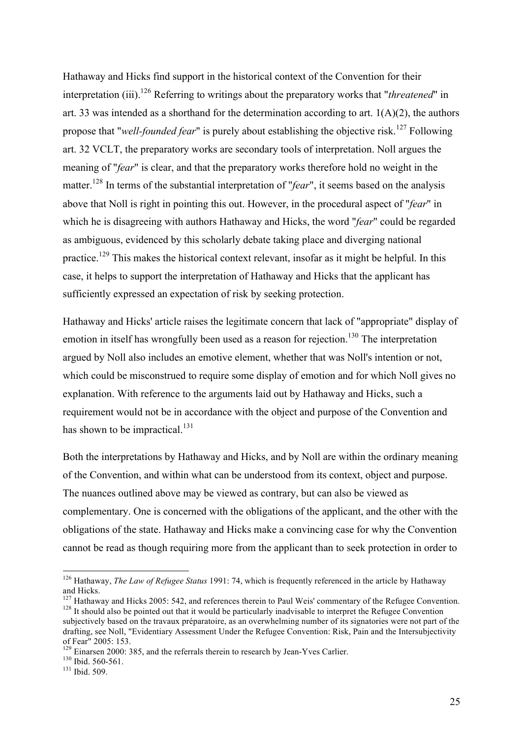Hathaway and Hicks find support in the historical context of the Convention for their interpretation (iii).[126] Referring to writings about the preparatory works that "*threatened*" in art. 33 was intended as a shorthand for the determination according to art. 1(A)(2), the authors propose that "*well-founded fear*" is purely about establishing the objective risk.[127] Following art. 32 VCLT, the preparatory works are secondary tools of interpretation. Noll argues the meaning of "*fear*" is clear, and that the preparatory works therefore hold no weight in the matter.[128] In terms of the substantial interpretation of "*fear*", it seems based on the analysis above that Noll is right in pointing this out. However, in the procedural aspect of "*fear*" in which he is disagreeing with authors Hathaway and Hicks, the word "*fear*" could be regarded as ambiguous, evidenced by this scholarly debate taking place and diverging national practice.[129] This makes the historical context relevant, insofar as it might be helpful. In this case, it helps to support the interpretation of Hathaway and Hicks that the applicant has sufficiently expressed an expectation of risk by seeking protection.

Hathaway and Hicks' article raises the legitimate concern that lack of "appropriate" display of emotion in itself has wrongfully been used as a reason for rejection.[130] The interpretation argued by Noll also includes an emotive element, whether that was Noll's intention or not, which could be misconstrued to require some display of emotion and for which Noll gives no explanation. With reference to the arguments laid out by Hathaway and Hicks, such a requirement would not be in accordance with the object and purpose of the Convention and has shown to be impractical.[131]

Both the interpretations by Hathaway and Hicks, and by Noll are within the ordinary meaning of the Convention, and within what can be understood from its context, object and purpose. The nuances outlined above may be viewed as contrary, but can also be viewed as complementary. One is concerned with the obligations of the applicant, and the other with the obligations of the state. Hathaway and Hicks make a convincing case for why the Convention cannot be read as though requiring more from the applicant than to seek protection in order to

---

[126] Hathaway, *The Law of Refugee Status* 1991: 74, which is frequently referenced in the article by Hathaway and Hicks.

[127] Hathaway and Hicks 2005: 542, and references therein to Paul Weis' commentary of the Refugee Convention.

[128] It should also be pointed out that it would be particularly inadvisable to interpret the Refugee Convention subjectively based on the travaux préparatoire, as an overwhelming number of its signatories were not part of the drafting, see Noll, "Evidentiary Assessment Under the Refugee Convention: Risk, Pain and the Intersubjectivity of Fear" 2005: 153.

[129] Einarsen 2000: 385, and the referrals therein to research by Jean-Yves Carlier.

[130] Ibid. 560-561.

[131] Ibid. 509.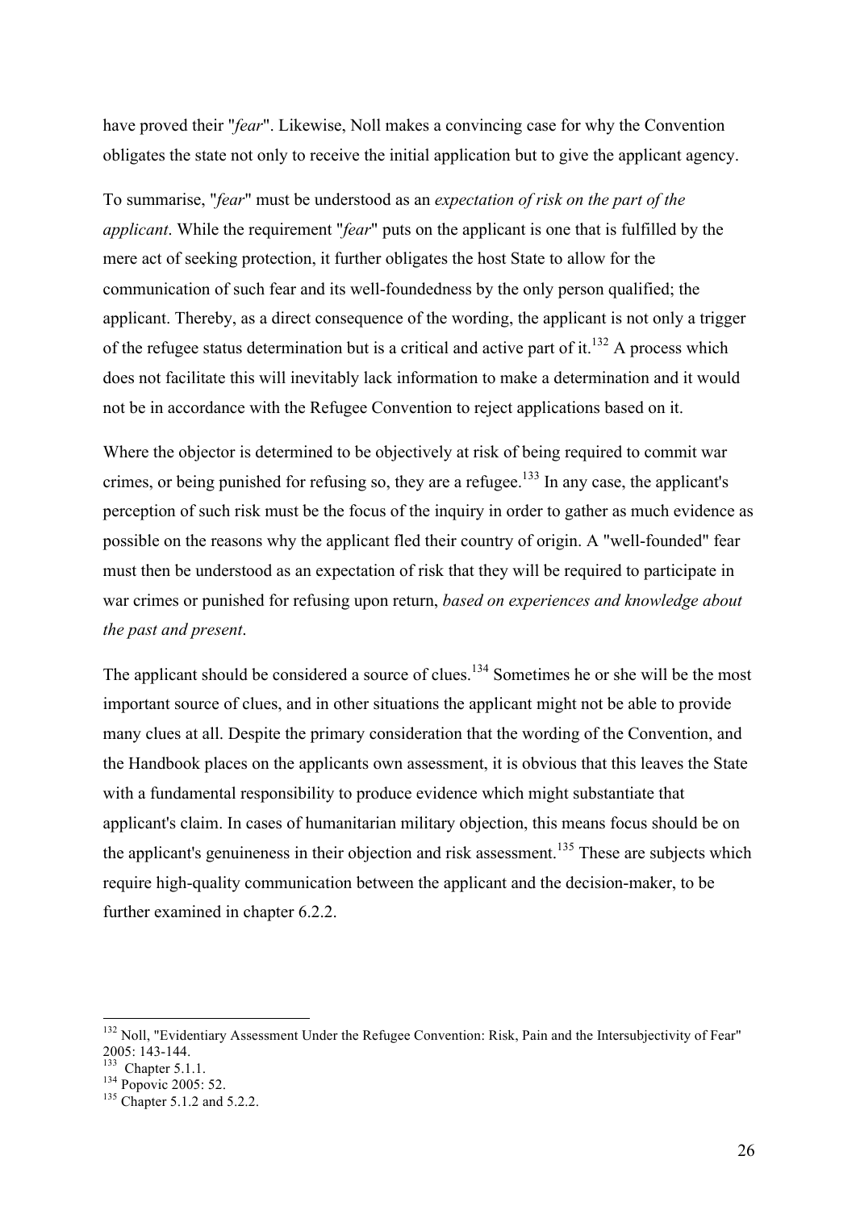have proved their "*fear*". Likewise, Noll makes a convincing case for why the Convention obligates the state not only to receive the initial application but to give the applicant agency.

To summarise, "*fear*" must be understood as an *expectation of risk on the part of the applicant*. While the requirement "*fear*" puts on the applicant is one that is fulfilled by the mere act of seeking protection, it further obligates the host State to allow for the communication of such fear and its well-foundedness by the only person qualified; the applicant. Thereby, as a direct consequence of the wording, the applicant is not only a trigger of the refugee status determination but is a critical and active part of it.[132] A process which does not facilitate this will inevitably lack information to make a determination and it would not be in accordance with the Refugee Convention to reject applications based on it.

Where the objector is determined to be objectively at risk of being required to commit war crimes, or being punished for refusing so, they are a refugee.[133] In any case, the applicant's perception of such risk must be the focus of the inquiry in order to gather as much evidence as possible on the reasons why the applicant fled their country of origin. A "well-founded" fear must then be understood as an expectation of risk that they will be required to participate in war crimes or punished for refusing upon return, *based on experiences and knowledge about the past and present*.

The applicant should be considered a source of clues.[134] Sometimes he or she will be the most important source of clues, and in other situations the applicant might not be able to provide many clues at all. Despite the primary consideration that the wording of the Convention, and the Handbook places on the applicants own assessment, it is obvious that this leaves the State with a fundamental responsibility to produce evidence which might substantiate that applicant's claim. In cases of humanitarian military objection, this means focus should be on the applicant's genuineness in their objection and risk assessment.[135] These are subjects which require high-quality communication between the applicant and the decision-maker, to be further examined in chapter 6.2.2.

---

[132] Noll, "Evidentiary Assessment Under the Refugee Convention: Risk, Pain and the Intersubjectivity of Fear" 2005: 143-144.

[133] Chapter 5.1.1.

[134] Popovic 2005: 52.

[135] Chapter 5.1.2 and 5.2.2.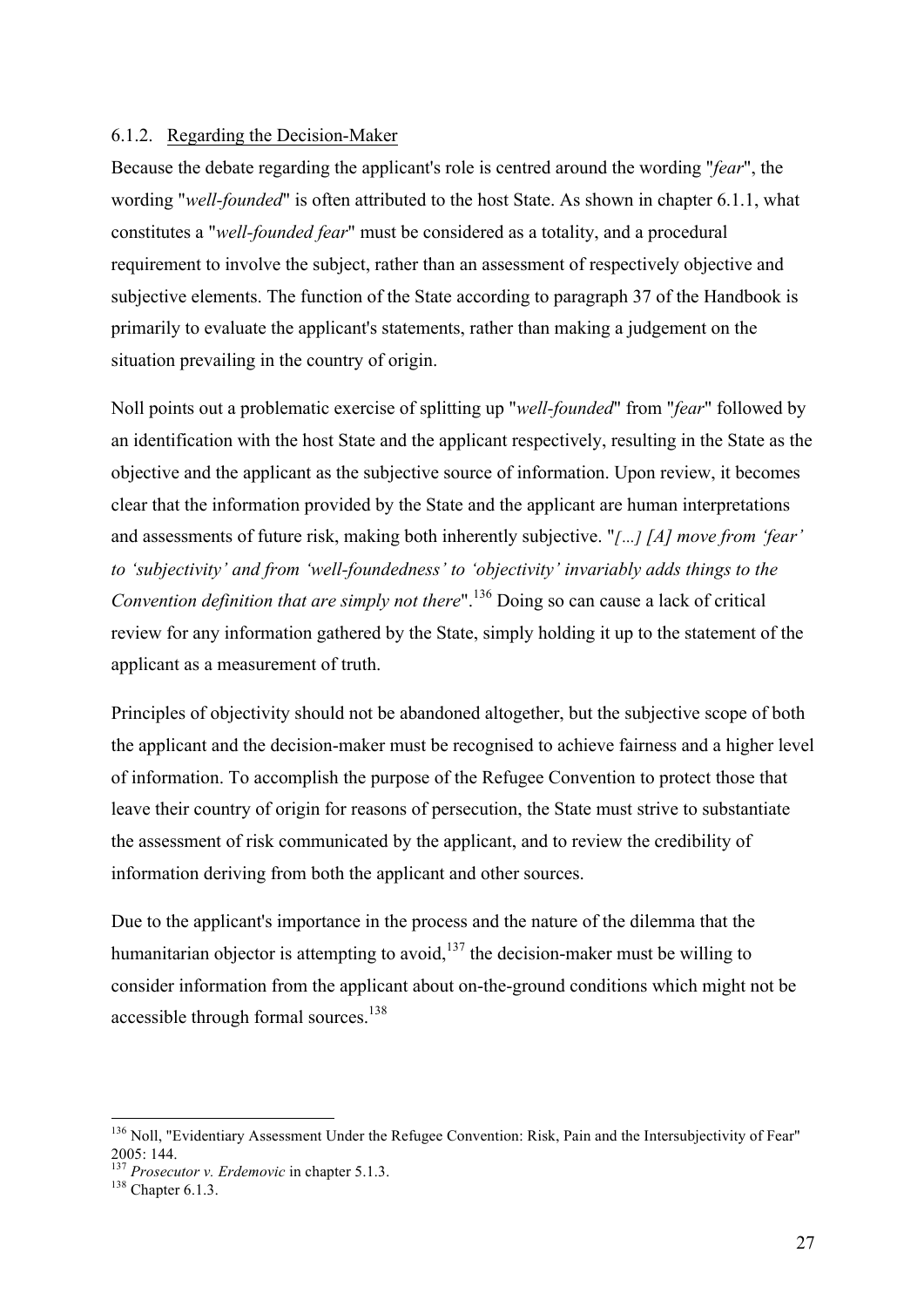### 6.1.2. Regarding the Decision-Maker

Because the debate regarding the applicant's role is centred around the wording "*fear*", the wording "*well-founded*" is often attributed to the host State. As shown in chapter 6.1.1, what constitutes a "*well-founded fear*" must be considered as a totality, and a procedural requirement to involve the subject, rather than an assessment of respectively objective and subjective elements. The function of the State according to paragraph 37 of the Handbook is primarily to evaluate the applicant's statements, rather than making a judgement on the situation prevailing in the country of origin.

Noll points out a problematic exercise of splitting up "*well-founded*" from "*fear*" followed by an identification with the host State and the applicant respectively, resulting in the State as the objective and the applicant as the subjective source of information. Upon review, it becomes clear that the information provided by the State and the applicant are human interpretations and assessments of future risk, making both inherently subjective. "*[...] [A] move from 'fear' to 'subjectivity' and from 'well-foundedness' to 'objectivity' invariably adds things to the Convention definition that are simply not there*".[136] Doing so can cause a lack of critical review for any information gathered by the State, simply holding it up to the statement of the applicant as a measurement of truth.

Principles of objectivity should not be abandoned altogether, but the subjective scope of both the applicant and the decision-maker must be recognised to achieve fairness and a higher level of information. To accomplish the purpose of the Refugee Convention to protect those that leave their country of origin for reasons of persecution, the State must strive to substantiate the assessment of risk communicated by the applicant, and to review the credibility of information deriving from both the applicant and other sources.

Due to the applicant's importance in the process and the nature of the dilemma that the humanitarian objector is attempting to avoid,[137] the decision-maker must be willing to consider information from the applicant about on-the-ground conditions which might not be accessible through formal sources.[138]

---

[136] Noll, "Evidentiary Assessment Under the Refugee Convention: Risk, Pain and the Intersubjectivity of Fear" 2005: 144.

[137] *Prosecutor v. Erdemovic* in chapter 5.1.3.

[138] Chapter 6.1.3.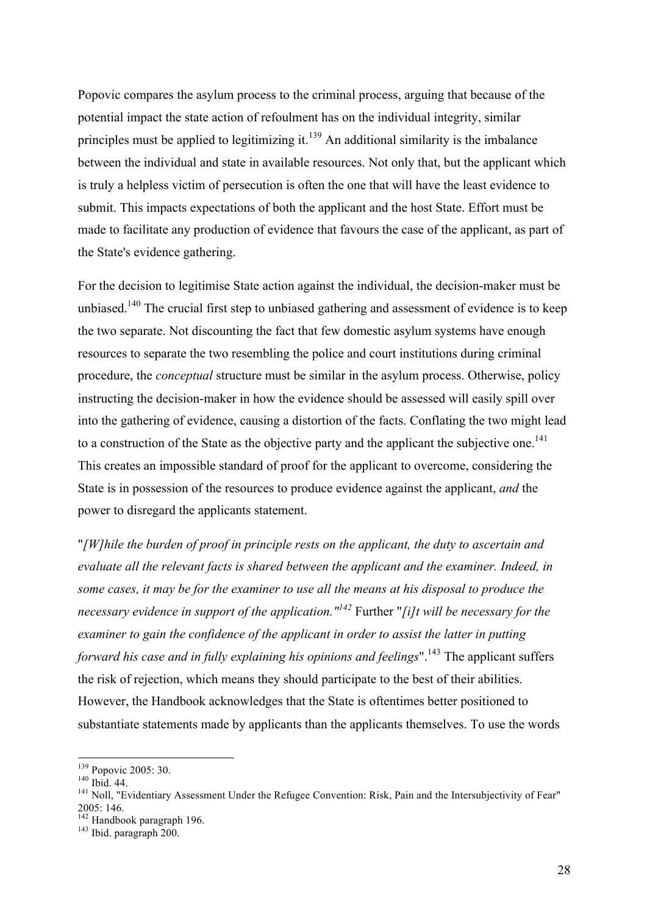Popovic compares the asylum process to the criminal process, arguing that because of the potential impact the state action of refoulment has on the individual integrity, similar principles must be applied to legitimizing it.[139] An additional similarity is the imbalance between the individual and state in available resources. Not only that, but the applicant which is truly a helpless victim of persecution is often the one that will have the least evidence to submit. This impacts expectations of both the applicant and the host State. Effort must be made to facilitate any production of evidence that favours the case of the applicant, as part of the State's evidence gathering.

For the decision to legitimise State action against the individual, the decision-maker must be unbiased.[140] The crucial first step to unbiased gathering and assessment of evidence is to keep the two separate. Not discounting the fact that few domestic asylum systems have enough resources to separate the two resembling the police and court institutions during criminal procedure, the *conceptual* structure must be similar in the asylum process. Otherwise, policy instructing the decision-maker in how the evidence should be assessed will easily spill over into the gathering of evidence, causing a distortion of the facts. Conflating the two might lead to a construction of the State as the objective party and the applicant the subjective one.[141] This creates an impossible standard of proof for the applicant to overcome, considering the State is in possession of the resources to produce evidence against the applicant, *and* the power to disregard the applicants statement.

"*[W]hile the burden of proof in principle rests on the applicant, the duty to ascertain and evaluate all the relevant facts is shared between the applicant and the examiner. Indeed, in some cases, it may be for the examiner to use all the means at his disposal to produce the necessary evidence in support of the application.*"[142] Further "*[i]t will be necessary for the examiner to gain the confidence of the applicant in order to assist the latter in putting forward his case and in fully explaining his opinions and feelings*".[143] The applicant suffers the risk of rejection, which means they should participate to the best of their abilities. However, the Handbook acknowledges that the State is oftentimes better positioned to substantiate statements made by applicants than the applicants themselves. To use the words

---

[139] Popovic 2005: 30.
[140] Ibid. 44.
[141] Noll, "Evidentiary Assessment Under the Refugee Convention: Risk, Pain and the Intersubjectivity of Fear" 2005: 146.
[142] Handbook paragraph 196.
[143] Ibid. paragraph 200.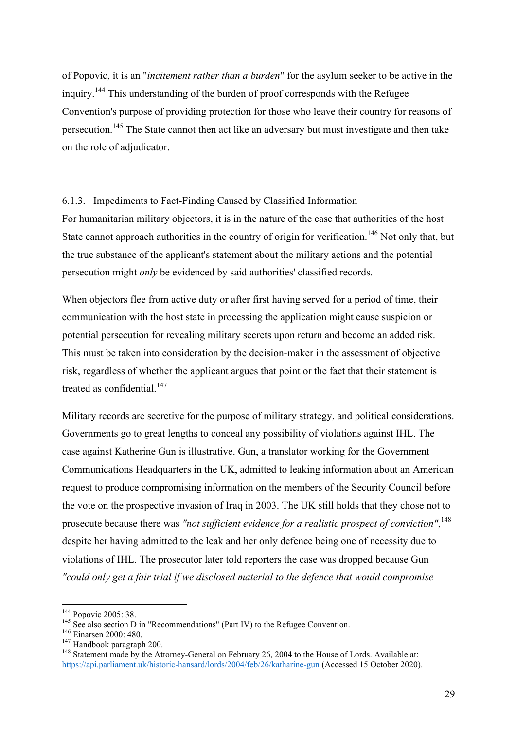of Popovic, it is an "*incitement rather than a burden*" for the asylum seeker to be active in the inquiry.[144] This understanding of the burden of proof corresponds with the Refugee Convention's purpose of providing protection for those who leave their country for reasons of persecution.[145] The State cannot then act like an adversary but must investigate and then take on the role of adjudicator.

### 6.1.3. Impediments to Fact-Finding Caused by Classified Information

For humanitarian military objectors, it is in the nature of the case that authorities of the host State cannot approach authorities in the country of origin for verification.[146] Not only that, but the true substance of the applicant's statement about the military actions and the potential persecution might *only* be evidenced by said authorities' classified records.

When objectors flee from active duty or after first having served for a period of time, their communication with the host state in processing the application might cause suspicion or potential persecution for revealing military secrets upon return and become an added risk. This must be taken into consideration by the decision-maker in the assessment of objective risk, regardless of whether the applicant argues that point or the fact that their statement is treated as confidential.[147]

Military records are secretive for the purpose of military strategy, and political considerations. Governments go to great lengths to conceal any possibility of violations against IHL. The case against Katherine Gun is illustrative. Gun, a translator working for the Government Communications Headquarters in the UK, admitted to leaking information about an American request to produce compromising information on the members of the Security Council before the vote on the prospective invasion of Iraq in 2003. The UK still holds that they chose not to prosecute because there was *"not sufficient evidence for a realistic prospect of conviction"*,[148] despite her having admitted to the leak and her only defence being one of necessity due to violations of IHL. The prosecutor later told reporters the case was dropped because Gun *"could only get a fair trial if we disclosed material to the defence that would compromise*

---

[144] Popovic 2005: 38.

[145] See also section D in "Recommendations" (Part IV) to the Refugee Convention.

[146] Einarsen 2000: 480.

[147] Handbook paragraph 200.

[148] Statement made by the Attorney-General on February 26, 2004 to the House of Lords. Available at: https://api.parliament.uk/historic-hansard/lords/2004/feb/26/katharine-gun (Accessed 15 October 2020).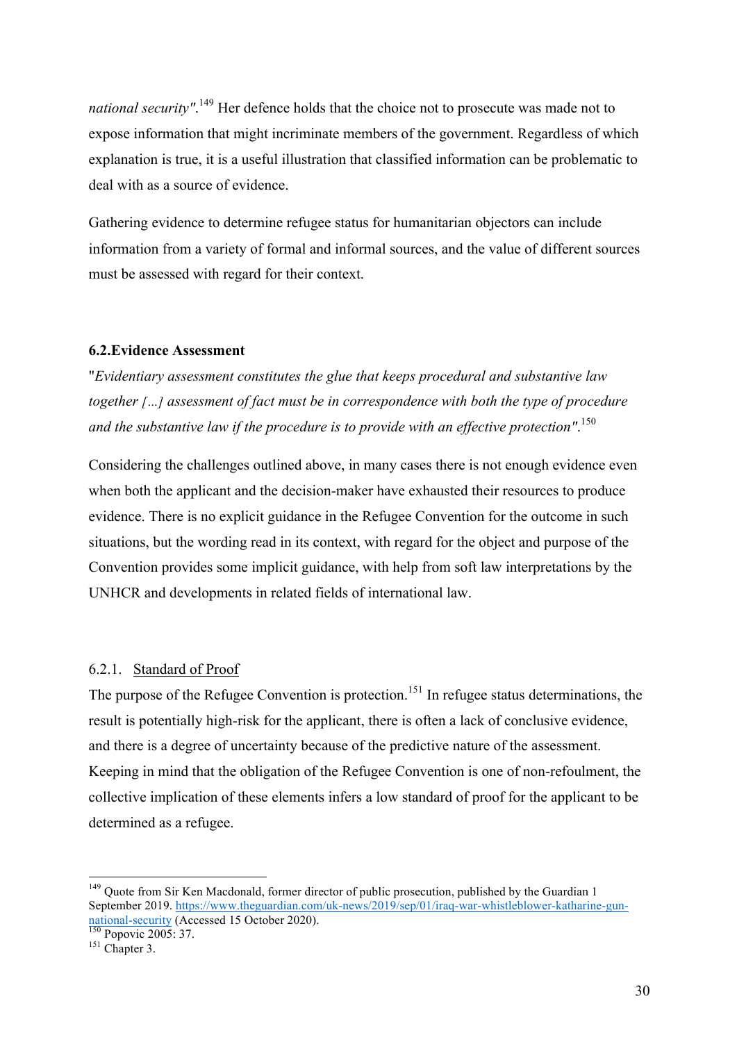*national security"*.[149] Her defence holds that the choice not to prosecute was made not to expose information that might incriminate members of the government. Regardless of which explanation is true, it is a useful illustration that classified information can be problematic to deal with as a source of evidence.

Gathering evidence to determine refugee status for humanitarian objectors can include information from a variety of formal and informal sources, and the value of different sources must be assessed with regard for their context.

### 6.2. Evidence Assessment

"*Evidentiary assessment constitutes the glue that keeps procedural and substantive law together [...] assessment of fact must be in correspondence with both the type of procedure and the substantive law if the procedure is to provide with an effective protection"*.[150]

Considering the challenges outlined above, in many cases there is not enough evidence even when both the applicant and the decision-maker have exhausted their resources to produce evidence. There is no explicit guidance in the Refugee Convention for the outcome in such situations, but the wording read in its context, with regard for the object and purpose of the Convention provides some implicit guidance, with help from soft law interpretations by the UNHCR and developments in related fields of international law.

#### 6.2.1. <u>Standard of Proof</u>

The purpose of the Refugee Convention is protection.[151] In refugee status determinations, the result is potentially high-risk for the applicant, there is often a lack of conclusive evidence, and there is a degree of uncertainty because of the predictive nature of the assessment. Keeping in mind that the obligation of the Refugee Convention is one of non-refoulment, the collective implication of these elements infers a low standard of proof for the applicant to be determined as a refugee.

---

[149] Quote from Sir Ken Macdonald, former director of public prosecution, published by the Guardian 1 September 2019. https://www.theguardian.com/uk-news/2019/sep/01/iraq-war-whistleblower-katharine-gun-national-security (Accessed 15 October 2020).

[150] Popovic 2005: 37.

[151] Chapter 3.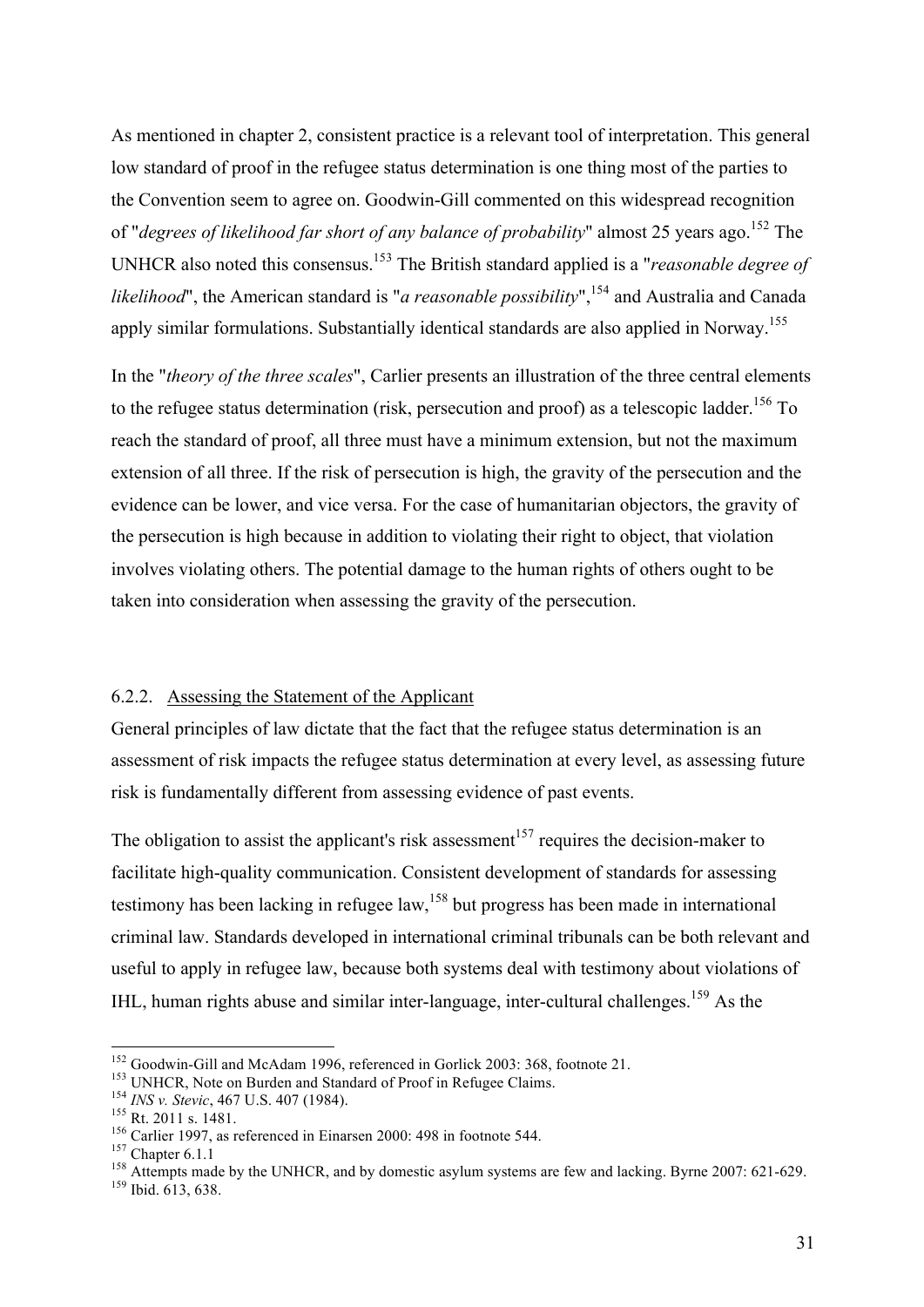As mentioned in chapter 2, consistent practice is a relevant tool of interpretation. This general low standard of proof in the refugee status determination is one thing most of the parties to the Convention seem to agree on. Goodwin-Gill commented on this widespread recognition of "*degrees of likelihood far short of any balance of probability*" almost 25 years ago.[152] The UNHCR also noted this consensus.[153] The British standard applied is a "*reasonable degree of likelihood*", the American standard is "*a reasonable possibility*",[154] and Australia and Canada apply similar formulations. Substantially identical standards are also applied in Norway.[155]

In the "*theory of the three scales*", Carlier presents an illustration of the three central elements to the refugee status determination (risk, persecution and proof) as a telescopic ladder.[156] To reach the standard of proof, all three must have a minimum extension, but not the maximum extension of all three. If the risk of persecution is high, the gravity of the persecution and the evidence can be lower, and vice versa. For the case of humanitarian objectors, the gravity of the persecution is high because in addition to violating their right to object, that violation involves violating others. The potential damage to the human rights of others ought to be taken into consideration when assessing the gravity of the persecution.

### 6.2.2. Assessing the Statement of the Applicant

General principles of law dictate that the fact that the refugee status determination is an assessment of risk impacts the refugee status determination at every level, as assessing future risk is fundamentally different from assessing evidence of past events.

The obligation to assist the applicant's risk assessment[157] requires the decision-maker to facilitate high-quality communication. Consistent development of standards for assessing testimony has been lacking in refugee law,[158] but progress has been made in international criminal law. Standards developed in international criminal tribunals can be both relevant and useful to apply in refugee law, because both systems deal with testimony about violations of IHL, human rights abuse and similar inter-language, inter-cultural challenges.[159] As the

---

[152] Goodwin-Gill and McAdam 1996, referenced in Gorlick 2003: 368, footnote 21.
[153] UNHCR, Note on Burden and Standard of Proof in Refugee Claims.
[154] *INS v. Stevic*, 467 U.S. 407 (1984).
[155] Rt. 2011 s. 1481.
[156] Carlier 1997, as referenced in Einarsen 2000: 498 in footnote 544.
[157] Chapter 6.1.1
[158] Attempts made by the UNHCR, and by domestic asylum systems are few and lacking. Byrne 2007: 621-629.
[159] Ibid. 613, 638.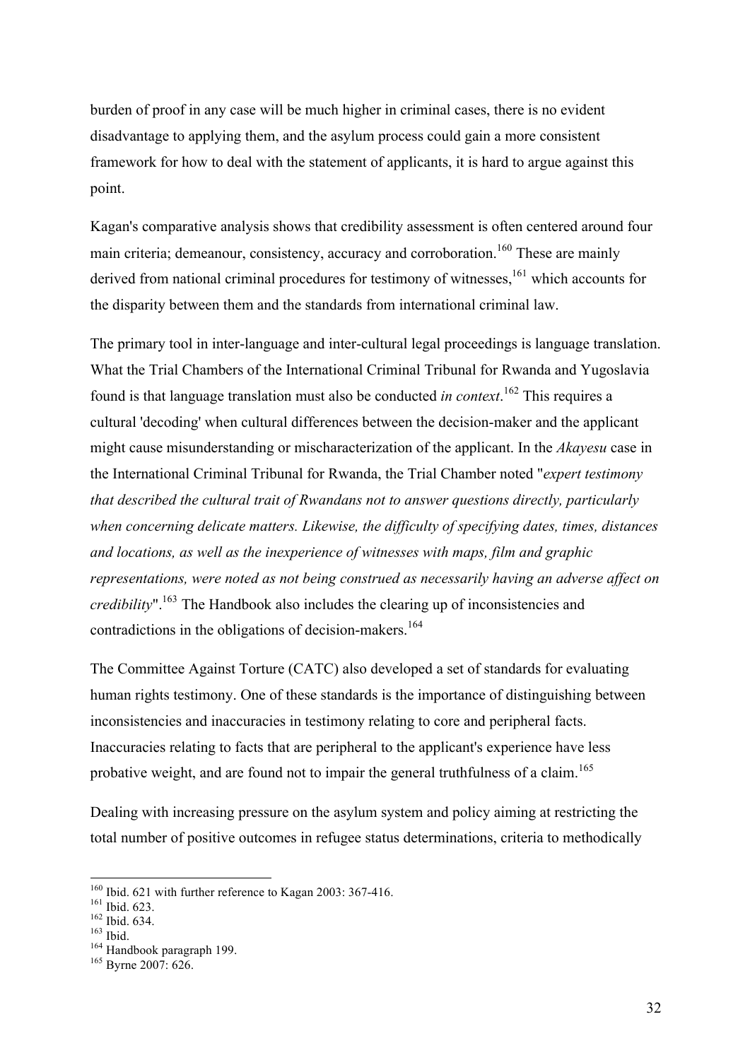burden of proof in any case will be much higher in criminal cases, there is no evident disadvantage to applying them, and the asylum process could gain a more consistent framework for how to deal with the statement of applicants, it is hard to argue against this point.

Kagan's comparative analysis shows that credibility assessment is often centered around four main criteria; demeanour, consistency, accuracy and corroboration.[160] These are mainly derived from national criminal procedures for testimony of witnesses,[161] which accounts for the disparity between them and the standards from international criminal law.

The primary tool in inter-language and inter-cultural legal proceedings is language translation. What the Trial Chambers of the International Criminal Tribunal for Rwanda and Yugoslavia found is that language translation must also be conducted *in context*.[162] This requires a cultural 'decoding' when cultural differences between the decision-maker and the applicant might cause misunderstanding or mischaracterization of the applicant. In the *Akayesu* case in the International Criminal Tribunal for Rwanda, the Trial Chamber noted "*expert testimony that described the cultural trait of Rwandans not to answer questions directly, particularly when concerning delicate matters. Likewise, the difficulty of specifying dates, times, distances and locations, as well as the inexperience of witnesses with maps, film and graphic representations, were noted as not being construed as necessarily having an adverse affect on credibility*".[163] The Handbook also includes the clearing up of inconsistencies and contradictions in the obligations of decision-makers.[164]

The Committee Against Torture (CATC) also developed a set of standards for evaluating human rights testimony. One of these standards is the importance of distinguishing between inconsistencies and inaccuracies in testimony relating to core and peripheral facts. Inaccuracies relating to facts that are peripheral to the applicant's experience have less probative weight, and are found not to impair the general truthfulness of a claim.[165]

Dealing with increasing pressure on the asylum system and policy aiming at restricting the total number of positive outcomes in refugee status determinations, criteria to methodically

---

[160] Ibid. 621 with further reference to Kagan 2003: 367-416.
[161] Ibid. 623.
[162] Ibid. 634.
[163] Ibid.
[164] Handbook paragraph 199.
[165] Byrne 2007: 626.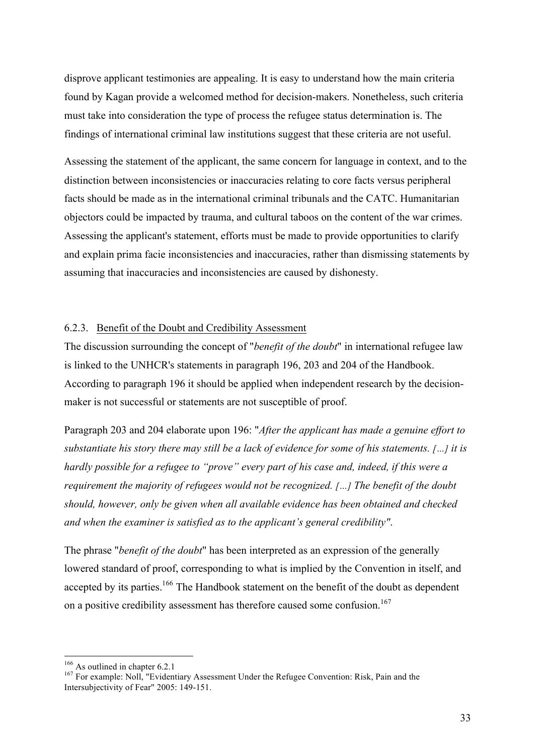disprove applicant testimonies are appealing. It is easy to understand how the main criteria found by Kagan provide a welcomed method for decision-makers. Nonetheless, such criteria must take into consideration the type of process the refugee status determination is. The findings of international criminal law institutions suggest that these criteria are not useful.

Assessing the statement of the applicant, the same concern for language in context, and to the distinction between inconsistencies or inaccuracies relating to core facts versus peripheral facts should be made as in the international criminal tribunals and the CATC. Humanitarian objectors could be impacted by trauma, and cultural taboos on the content of the war crimes. Assessing the applicant's statement, efforts must be made to provide opportunities to clarify and explain prima facie inconsistencies and inaccuracies, rather than dismissing statements by assuming that inaccuracies and inconsistencies are caused by dishonesty.

### 6.2.3. Benefit of the Doubt and Credibility Assessment

The discussion surrounding the concept of "*benefit of the doubt*" in international refugee law is linked to the UNHCR's statements in paragraph 196, 203 and 204 of the Handbook. According to paragraph 196 it should be applied when independent research by the decision-maker is not successful or statements are not susceptible of proof.

Paragraph 203 and 204 elaborate upon 196: "*After the applicant has made a genuine effort to substantiate his story there may still be a lack of evidence for some of his statements. […] it is hardly possible for a refugee to "prove" every part of his case and, indeed, if this were a requirement the majority of refugees would not be recognized. […] The benefit of the doubt should, however, only be given when all available evidence has been obtained and checked and when the examiner is satisfied as to the applicant's general credibility"*.

The phrase "*benefit of the doubt*" has been interpreted as an expression of the generally lowered standard of proof, corresponding to what is implied by the Convention in itself, and accepted by its parties.[166] The Handbook statement on the benefit of the doubt as dependent on a positive credibility assessment has therefore caused some confusion.[167]

---

[166] As outlined in chapter 6.2.1

[167] For example: Noll, "Evidentiary Assessment Under the Refugee Convention: Risk, Pain and the Intersubjectivity of Fear" 2005: 149-151.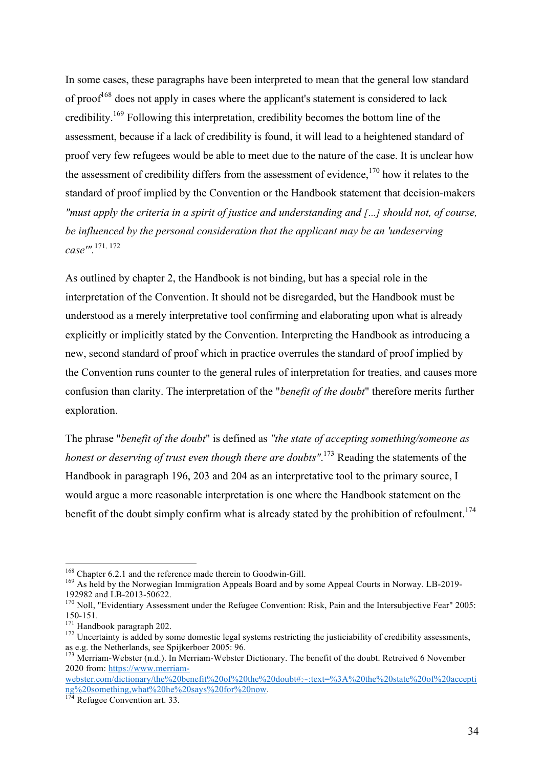In some cases, these paragraphs have been interpreted to mean that the general low standard of proof[168] does not apply in cases where the applicant's statement is considered to lack credibility.[169] Following this interpretation, credibility becomes the bottom line of the assessment, because if a lack of credibility is found, it will lead to a heightened standard of proof very few refugees would be able to meet due to the nature of the case. It is unclear how the assessment of credibility differs from the assessment of evidence,[170] how it relates to the standard of proof implied by the Convention or the Handbook statement that decision-makers *"must apply the criteria in a spirit of justice and understanding and [...] should not, of course, be influenced by the personal consideration that the applicant may be an 'undeserving case'"*.[171, 172]

As outlined by chapter 2, the Handbook is not binding, but has a special role in the interpretation of the Convention. It should not be disregarded, but the Handbook must be understood as a merely interpretative tool confirming and elaborating upon what is already explicitly or implicitly stated by the Convention. Interpreting the Handbook as introducing a new, second standard of proof which in practice overrules the standard of proof implied by the Convention runs counter to the general rules of interpretation for treaties, and causes more confusion than clarity. The interpretation of the "*benefit of the doubt*" therefore merits further exploration.

The phrase "*benefit of the doubt*" is defined as *"the state of accepting something/someone as honest or deserving of trust even though there are doubts"*.[173] Reading the statements of the Handbook in paragraph 196, 203 and 204 as an interpretative tool to the primary source, I would argue a more reasonable interpretation is one where the Handbook statement on the benefit of the doubt simply confirm what is already stated by the prohibition of refoulment.[174]

---

[168] Chapter 6.2.1 and the reference made therein to Goodwin-Gill.

[169] As held by the Norwegian Immigration Appeals Board and by some Appeal Courts in Norway. LB-2019-192982 and LB-2013-50622.

[170] Noll, "Evidentiary Assessment under the Refugee Convention: Risk, Pain and the Intersubjective Fear" 2005: 150-151.

[171] Handbook paragraph 202.

[172] Uncertainty is added by some domestic legal systems restricting the justiciability of credibility assessments, as e.g. the Netherlands, see Spijkerboer 2005: 96.

[173] Merriam-Webster (n.d.). In Merriam-Webster Dictionary. The benefit of the doubt. Retreived 6 November 2020 from: https://www.merriam-webster.com/dictionary/the%20benefit%20of%20the%20doubt#:~:text=%3A%20the%20state%20of%20accepting%20something,what%20he%20says%20for%20now.

[174] Refugee Convention art. 33.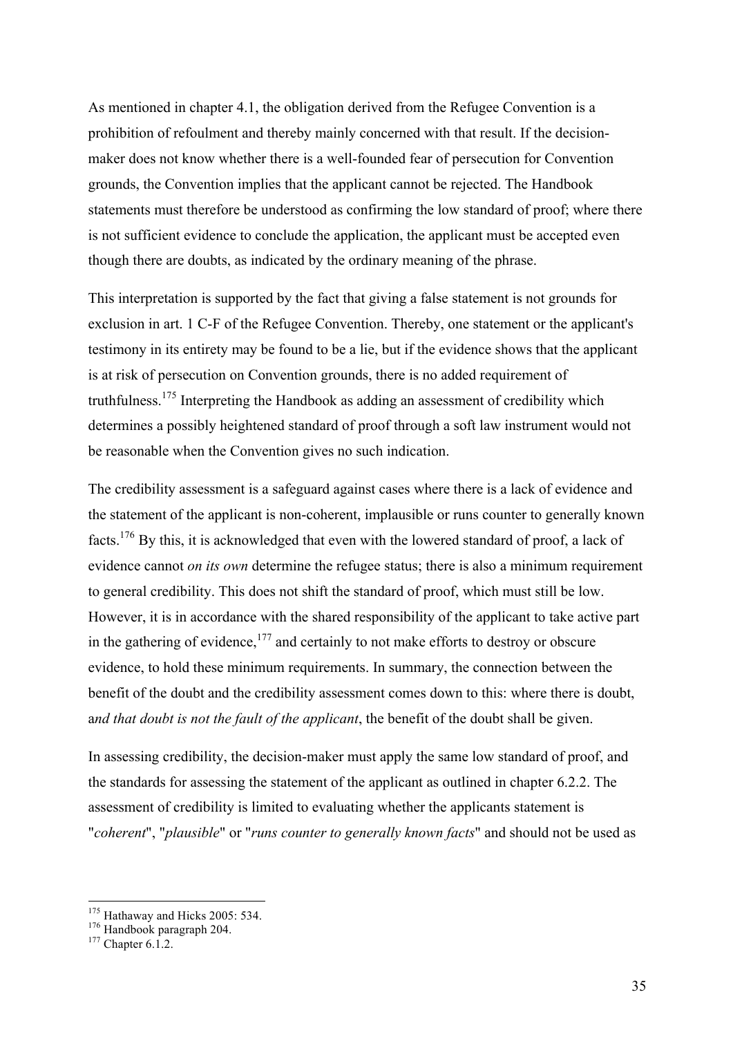As mentioned in chapter 4.1, the obligation derived from the Refugee Convention is a prohibition of refoulment and thereby mainly concerned with that result. If the decision-maker does not know whether there is a well-founded fear of persecution for Convention grounds, the Convention implies that the applicant cannot be rejected. The Handbook statements must therefore be understood as confirming the low standard of proof; where there is not sufficient evidence to conclude the application, the applicant must be accepted even though there are doubts, as indicated by the ordinary meaning of the phrase.

This interpretation is supported by the fact that giving a false statement is not grounds for exclusion in art. 1 C-F of the Refugee Convention. Thereby, one statement or the applicant's testimony in its entirety may be found to be a lie, but if the evidence shows that the applicant is at risk of persecution on Convention grounds, there is no added requirement of truthfulness.[175] Interpreting the Handbook as adding an assessment of credibility which determines a possibly heightened standard of proof through a soft law instrument would not be reasonable when the Convention gives no such indication.

The credibility assessment is a safeguard against cases where there is a lack of evidence and the statement of the applicant is non-coherent, implausible or runs counter to generally known facts.[176] By this, it is acknowledged that even with the lowered standard of proof, a lack of evidence cannot *on its own* determine the refugee status; there is also a minimum requirement to general credibility. This does not shift the standard of proof, which must still be low. However, it is in accordance with the shared responsibility of the applicant to take active part in the gathering of evidence,[177] and certainly to not make efforts to destroy or obscure evidence, to hold these minimum requirements. In summary, the connection between the benefit of the doubt and the credibility assessment comes down to this: where there is doubt, a*nd that doubt is not the fault of the applicant*, the benefit of the doubt shall be given.

In assessing credibility, the decision-maker must apply the same low standard of proof, and the standards for assessing the statement of the applicant as outlined in chapter 6.2.2. The assessment of credibility is limited to evaluating whether the applicants statement is "*coherent*", "*plausible*" or "*runs counter to generally known facts*" and should not be used as

---

[175] Hathaway and Hicks 2005: 534.

[176] Handbook paragraph 204.

[177] Chapter 6.1.2.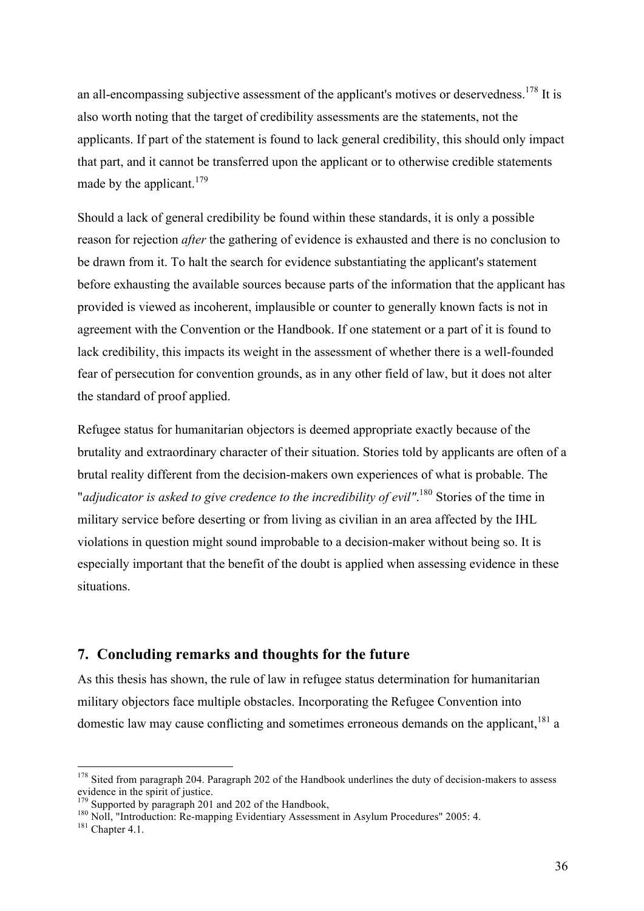an all-encompassing subjective assessment of the applicant's motives or deservedness.[178] It is also worth noting that the target of credibility assessments are the statements, not the applicants. If part of the statement is found to lack general credibility, this should only impact that part, and it cannot be transferred upon the applicant or to otherwise credible statements made by the applicant.[179]

Should a lack of general credibility be found within these standards, it is only a possible reason for rejection *after* the gathering of evidence is exhausted and there is no conclusion to be drawn from it. To halt the search for evidence substantiating the applicant's statement before exhausting the available sources because parts of the information that the applicant has provided is viewed as incoherent, implausible or counter to generally known facts is not in agreement with the Convention or the Handbook. If one statement or a part of it is found to lack credibility, this impacts its weight in the assessment of whether there is a well-founded fear of persecution for convention grounds, as in any other field of law, but it does not alter the standard of proof applied.

Refugee status for humanitarian objectors is deemed appropriate exactly because of the brutality and extraordinary character of their situation. Stories told by applicants are often of a brutal reality different from the decision-makers own experiences of what is probable. The "*adjudicator is asked to give credence to the incredibility of evil"*.[180] Stories of the time in military service before deserting or from living as civilian in an area affected by the IHL violations in question might sound improbable to a decision-maker without being so. It is especially important that the benefit of the doubt is applied when assessing evidence in these situations.

## 7. Concluding remarks and thoughts for the future

As this thesis has shown, the rule of law in refugee status determination for humanitarian military objectors face multiple obstacles. Incorporating the Refugee Convention into domestic law may cause conflicting and sometimes erroneous demands on the applicant,[181] a

---

[178] Sited from paragraph 204. Paragraph 202 of the Handbook underlines the duty of decision-makers to assess evidence in the spirit of justice.

[179] Supported by paragraph 201 and 202 of the Handbook,

[180] Noll, "Introduction: Re-mapping Evidentiary Assessment in Asylum Procedures" 2005: 4.

[181] Chapter 4.1.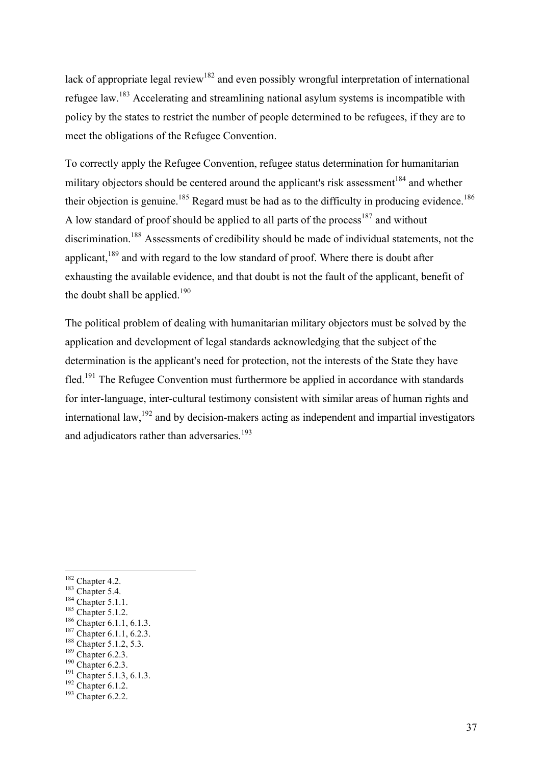lack of appropriate legal review[182] and even possibly wrongful interpretation of international refugee law.[183] Accelerating and streamlining national asylum systems is incompatible with policy by the states to restrict the number of people determined to be refugees, if they are to meet the obligations of the Refugee Convention.

To correctly apply the Refugee Convention, refugee status determination for humanitarian military objectors should be centered around the applicant's risk assessment[184] and whether their objection is genuine.[185] Regard must be had as to the difficulty in producing evidence.[186] A low standard of proof should be applied to all parts of the process[187] and without discrimination.[188] Assessments of credibility should be made of individual statements, not the applicant,[189] and with regard to the low standard of proof. Where there is doubt after exhausting the available evidence, and that doubt is not the fault of the applicant, benefit of the doubt shall be applied.[190]

The political problem of dealing with humanitarian military objectors must be solved by the application and development of legal standards acknowledging that the subject of the determination is the applicant's need for protection, not the interests of the State they have fled.[191] The Refugee Convention must furthermore be applied in accordance with standards for inter-language, inter-cultural testimony consistent with similar areas of human rights and international law,[192] and by decision-makers acting as independent and impartial investigators and adjudicators rather than adversaries.[193]

---

[182] Chapter 4.2.
[183] Chapter 5.4.
[184] Chapter 5.1.1.
[185] Chapter 5.1.2.
[186] Chapter 6.1.1, 6.1.3.
[187] Chapter 6.1.1, 6.2.3.
[188] Chapter 5.1.2, 5.3.
[189] Chapter 6.2.3.
[190] Chapter 6.2.3.
[191] Chapter 5.1.3, 6.1.3.
[192] Chapter 6.1.2.
[193] Chapter 6.2.2.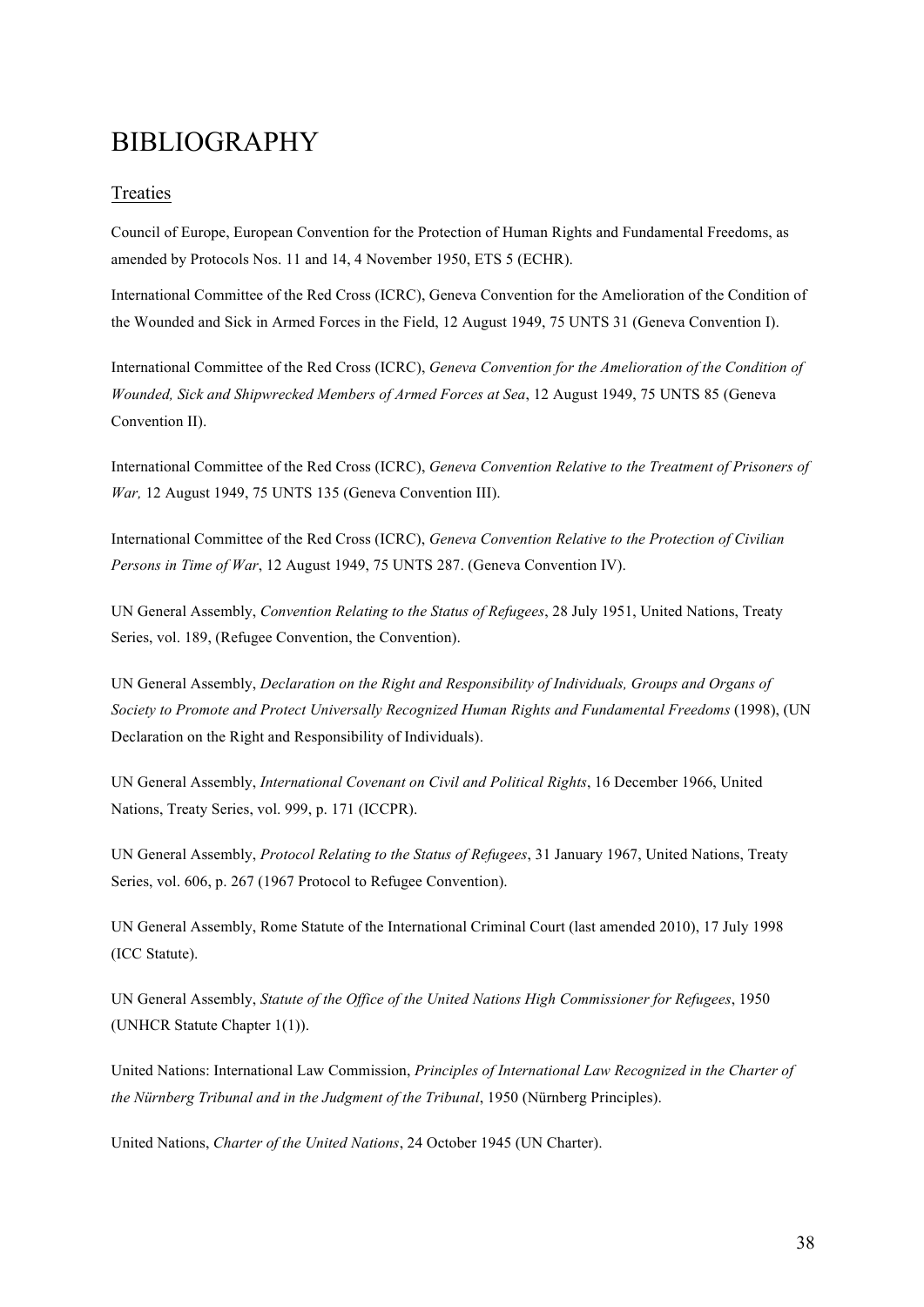# BIBLIOGRAPHY

## Treaties

Council of Europe, European Convention for the Protection of Human Rights and Fundamental Freedoms, as amended by Protocols Nos. 11 and 14, 4 November 1950, ETS 5 (ECHR).

International Committee of the Red Cross (ICRC), Geneva Convention for the Amelioration of the Condition of the Wounded and Sick in Armed Forces in the Field, 12 August 1949, 75 UNTS 31 (Geneva Convention I).

International Committee of the Red Cross (ICRC), *Geneva Convention for the Amelioration of the Condition of Wounded, Sick and Shipwrecked Members of Armed Forces at Sea*, 12 August 1949, 75 UNTS 85 (Geneva Convention II).

International Committee of the Red Cross (ICRC), *Geneva Convention Relative to the Treatment of Prisoners of War,* 12 August 1949, 75 UNTS 135 (Geneva Convention III).

International Committee of the Red Cross (ICRC), *Geneva Convention Relative to the Protection of Civilian Persons in Time of War*, 12 August 1949, 75 UNTS 287. (Geneva Convention IV).

UN General Assembly, *Convention Relating to the Status of Refugees*, 28 July 1951, United Nations, Treaty Series, vol. 189, (Refugee Convention, the Convention).

UN General Assembly, *Declaration on the Right and Responsibility of Individuals, Groups and Organs of Society to Promote and Protect Universally Recognized Human Rights and Fundamental Freedoms* (1998), (UN Declaration on the Right and Responsibility of Individuals).

UN General Assembly, *International Covenant on Civil and Political Rights*, 16 December 1966, United Nations, Treaty Series, vol. 999, p. 171 (ICCPR).

UN General Assembly, *Protocol Relating to the Status of Refugees*, 31 January 1967, United Nations, Treaty Series, vol. 606, p. 267 (1967 Protocol to Refugee Convention).

UN General Assembly, Rome Statute of the International Criminal Court (last amended 2010), 17 July 1998 (ICC Statute).

UN General Assembly, *Statute of the Office of the United Nations High Commissioner for Refugees*, 1950 (UNHCR Statute Chapter 1(1)).

United Nations: International Law Commission, *Principles of International Law Recognized in the Charter of the Nürnberg Tribunal and in the Judgment of the Tribunal*, 1950 (Nürnberg Principles).

United Nations, *Charter of the United Nations*, 24 October 1945 (UN Charter).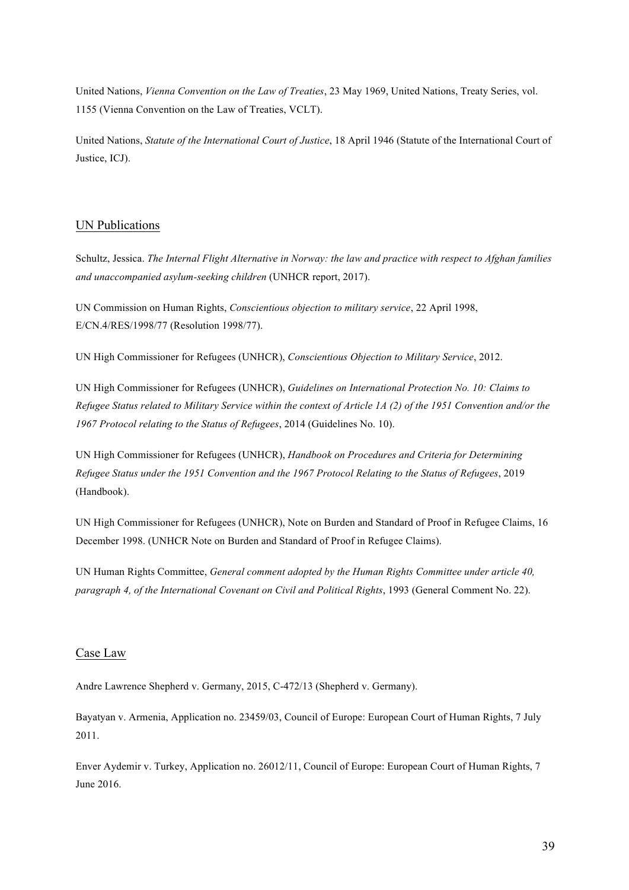United Nations, *Vienna Convention on the Law of Treaties*, 23 May 1969, United Nations, Treaty Series, vol. 1155 (Vienna Convention on the Law of Treaties, VCLT).

United Nations, *Statute of the International Court of Justice*, 18 April 1946 (Statute of the International Court of Justice, ICJ).

## UN Publications

Schultz, Jessica. *The Internal Flight Alternative in Norway: the law and practice with respect to Afghan families and unaccompanied asylum-seeking children* (UNHCR report, 2017).

UN Commission on Human Rights, *Conscientious objection to military service*, 22 April 1998, E/CN.4/RES/1998/77 (Resolution 1998/77).

UN High Commissioner for Refugees (UNHCR), *Conscientious Objection to Military Service*, 2012.

UN High Commissioner for Refugees (UNHCR), *Guidelines on International Protection No. 10: Claims to Refugee Status related to Military Service within the context of Article 1A (2) of the 1951 Convention and/or the 1967 Protocol relating to the Status of Refugees*, 2014 (Guidelines No. 10).

UN High Commissioner for Refugees (UNHCR), *Handbook on Procedures and Criteria for Determining Refugee Status under the 1951 Convention and the 1967 Protocol Relating to the Status of Refugees*, 2019 (Handbook).

UN High Commissioner for Refugees (UNHCR), Note on Burden and Standard of Proof in Refugee Claims, 16 December 1998. (UNHCR Note on Burden and Standard of Proof in Refugee Claims).

UN Human Rights Committee, *General comment adopted by the Human Rights Committee under article 40, paragraph 4, of the International Covenant on Civil and Political Rights*, 1993 (General Comment No. 22).

## Case Law

Andre Lawrence Shepherd v. Germany, 2015, C-472/13 (Shepherd v. Germany).

Bayatyan v. Armenia, Application no. 23459/03, Council of Europe: European Court of Human Rights, 7 July 2011.

Enver Aydemir v. Turkey, Application no. 26012/11, Council of Europe: European Court of Human Rights, 7 June 2016.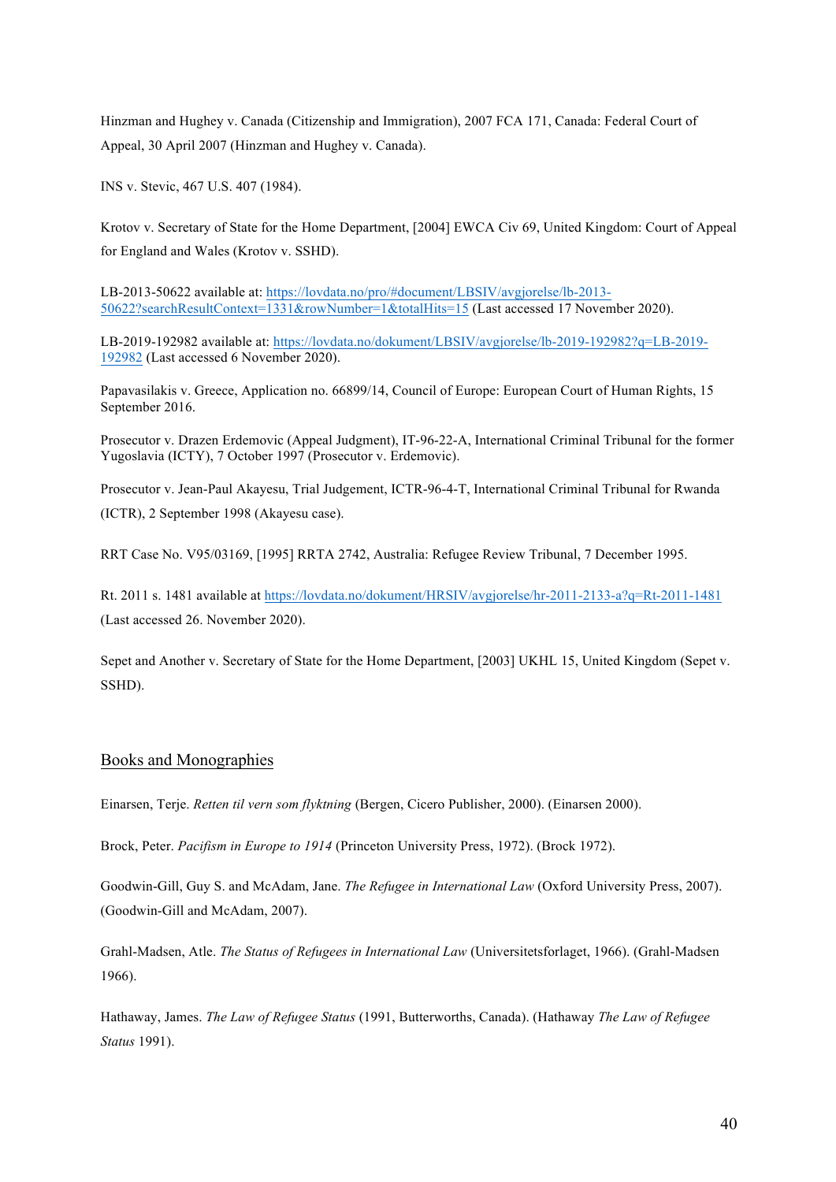Hinzman and Hughey v. Canada (Citizenship and Immigration), 2007 FCA 171, Canada: Federal Court of Appeal, 30 April 2007 (Hinzman and Hughey v. Canada).

INS v. Stevic, 467 U.S. 407 (1984).

Krotov v. Secretary of State for the Home Department, [2004] EWCA Civ 69, United Kingdom: Court of Appeal for England and Wales (Krotov v. SSHD).

LB-2013-50622 available at: https://lovdata.no/pro/#document/LBSIV/avgjorelse/lb-2013-50622?searchResultContext=1331&rowNumber=1&totalHits=15 (Last accessed 17 November 2020).

LB-2019-192982 available at: https://lovdata.no/dokument/LBSIV/avgjorelse/lb-2019-192982?q=LB-2019-192982 (Last accessed 6 November 2020).

Papavasilakis v. Greece, Application no. 66899/14, Council of Europe: European Court of Human Rights, 15 September 2016.

Prosecutor v. Drazen Erdemovic (Appeal Judgment), IT-96-22-A, International Criminal Tribunal for the former Yugoslavia (ICTY), 7 October 1997 (Prosecutor v. Erdemovic).

Prosecutor v. Jean-Paul Akayesu, Trial Judgement, ICTR-96-4-T, International Criminal Tribunal for Rwanda (ICTR), 2 September 1998 (Akayesu case).

RRT Case No. V95/03169, [1995] RRTA 2742, Australia: Refugee Review Tribunal, 7 December 1995.

Rt. 2011 s. 1481 available at https://lovdata.no/dokument/HRSIV/avgjorelse/hr-2011-2133-a?q=Rt-2011-1481 (Last accessed 26. November 2020).

Sepet and Another v. Secretary of State for the Home Department, [2003] UKHL 15, United Kingdom (Sepet v. SSHD).

## Books and Monographies

Einarsen, Terje. *Retten til vern som flyktning* (Bergen, Cicero Publisher, 2000). (Einarsen 2000).

Brock, Peter. *Pacifism in Europe to 1914* (Princeton University Press, 1972). (Brock 1972).

Goodwin-Gill, Guy S. and McAdam, Jane. *The Refugee in International Law* (Oxford University Press, 2007). (Goodwin-Gill and McAdam, 2007).

Grahl-Madsen, Atle. *The Status of Refugees in International Law* (Universitetsforlaget, 1966). (Grahl-Madsen 1966).

Hathaway, James. *The Law of Refugee Status* (1991, Butterworths, Canada). (Hathaway *The Law of Refugee Status* 1991).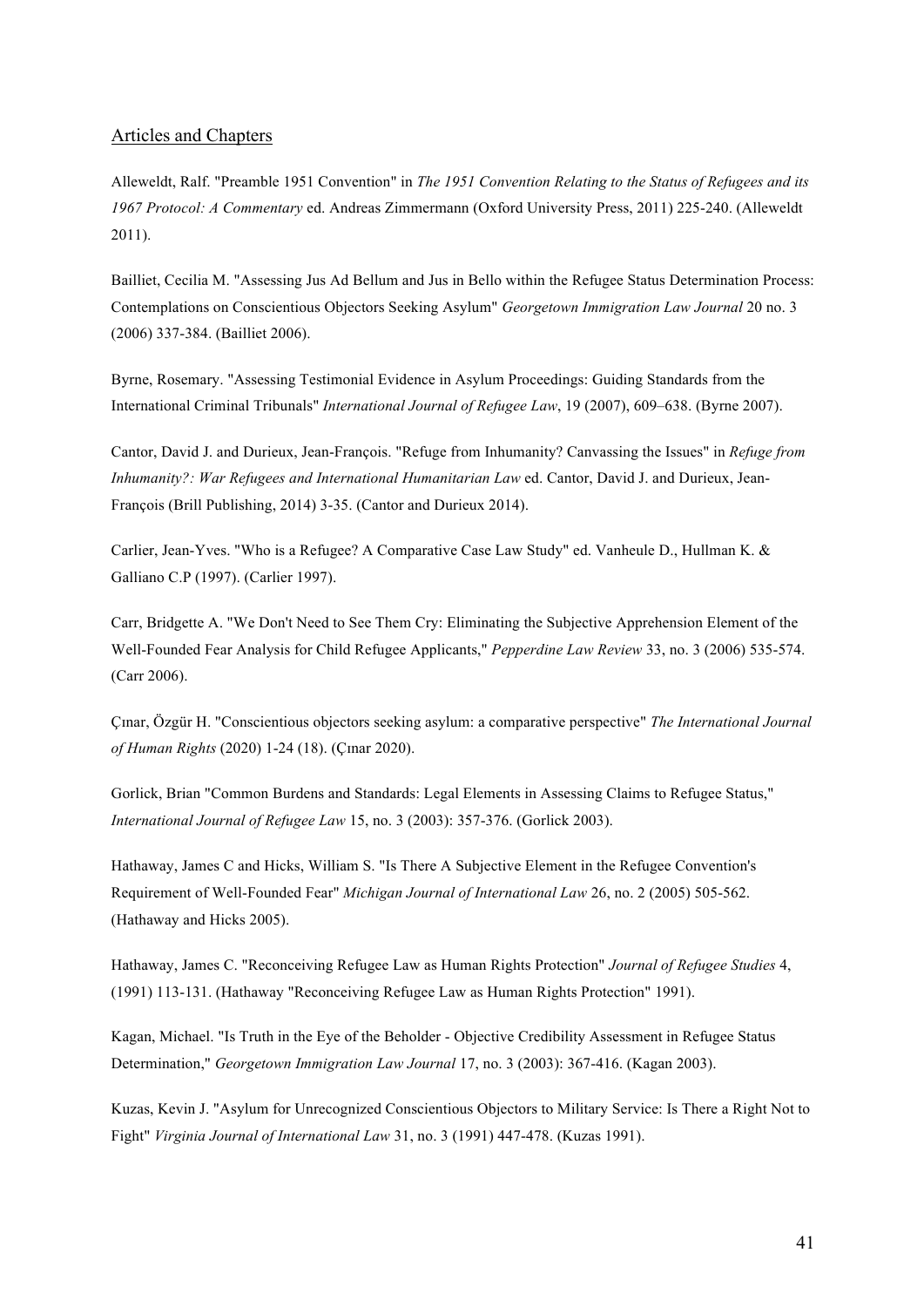## Articles and Chapters

Alleweldt, Ralf. "Preamble 1951 Convention" in *The 1951 Convention Relating to the Status of Refugees and its 1967 Protocol: A Commentary* ed. Andreas Zimmermann (Oxford University Press, 2011) 225-240. (Alleweldt 2011).

Bailliet, Cecilia M. "Assessing Jus Ad Bellum and Jus in Bello within the Refugee Status Determination Process: Contemplations on Conscientious Objectors Seeking Asylum" *Georgetown Immigration Law Journal* 20 no. 3 (2006) 337-384. (Bailliet 2006).

Byrne, Rosemary. "Assessing Testimonial Evidence in Asylum Proceedings: Guiding Standards from the International Criminal Tribunals" *International Journal of Refugee Law*, 19 (2007), 609–638. (Byrne 2007).

Cantor, David J. and Durieux, Jean-François. "Refuge from Inhumanity? Canvassing the Issues" in *Refuge from Inhumanity?: War Refugees and International Humanitarian Law* ed. Cantor, David J. and Durieux, Jean-François (Brill Publishing, 2014) 3-35. (Cantor and Durieux 2014).

Carlier, Jean-Yves. "Who is a Refugee? A Comparative Case Law Study" ed. Vanheule D., Hullman K. & Galliano C.P (1997). (Carlier 1997).

Carr, Bridgette A. "We Don't Need to See Them Cry: Eliminating the Subjective Apprehension Element of the Well-Founded Fear Analysis for Child Refugee Applicants," *Pepperdine Law Review* 33, no. 3 (2006) 535-574. (Carr 2006).

Çınar, Özgür H. "Conscientious objectors seeking asylum: a comparative perspective" *The International Journal of Human Rights* (2020) 1-24 (18). (Çınar 2020).

Gorlick, Brian "Common Burdens and Standards: Legal Elements in Assessing Claims to Refugee Status," *International Journal of Refugee Law* 15, no. 3 (2003): 357-376. (Gorlick 2003).

Hathaway, James C and Hicks, William S. "Is There A Subjective Element in the Refugee Convention's Requirement of Well-Founded Fear" *Michigan Journal of International Law* 26, no. 2 (2005) 505-562. (Hathaway and Hicks 2005).

Hathaway, James C. "Reconceiving Refugee Law as Human Rights Protection" *Journal of Refugee Studies* 4, (1991) 113-131. (Hathaway "Reconceiving Refugee Law as Human Rights Protection" 1991).

Kagan, Michael. "Is Truth in the Eye of the Beholder - Objective Credibility Assessment in Refugee Status Determination," *Georgetown Immigration Law Journal* 17, no. 3 (2003): 367-416. (Kagan 2003).

Kuzas, Kevin J. "Asylum for Unrecognized Conscientious Objectors to Military Service: Is There a Right Not to Fight" *Virginia Journal of International Law* 31, no. 3 (1991) 447-478. (Kuzas 1991).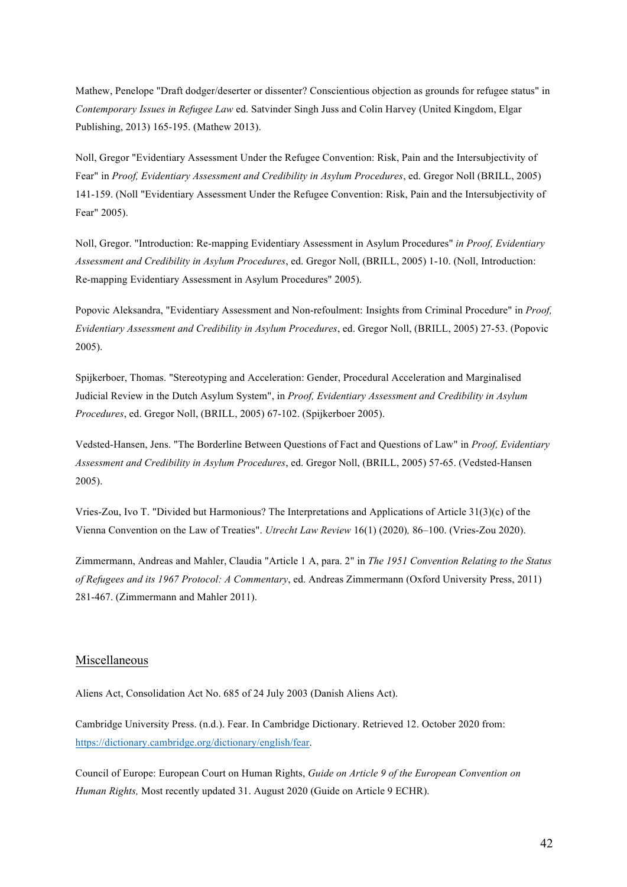Mathew, Penelope "Draft dodger/deserter or dissenter? Conscientious objection as grounds for refugee status" in *Contemporary Issues in Refugee Law* ed. Satvinder Singh Juss and Colin Harvey (United Kingdom, Elgar Publishing, 2013) 165-195. (Mathew 2013).

Noll, Gregor "Evidentiary Assessment Under the Refugee Convention: Risk, Pain and the Intersubjectivity of Fear" in *Proof, Evidentiary Assessment and Credibility in Asylum Procedures*, ed. Gregor Noll (BRILL, 2005) 141-159. (Noll "Evidentiary Assessment Under the Refugee Convention: Risk, Pain and the Intersubjectivity of Fear" 2005).

Noll, Gregor. "Introduction: Re-mapping Evidentiary Assessment in Asylum Procedures" *in Proof, Evidentiary Assessment and Credibility in Asylum Procedures*, ed. Gregor Noll, (BRILL, 2005) 1-10. (Noll, Introduction: Re-mapping Evidentiary Assessment in Asylum Procedures" 2005).

Popovic Aleksandra, "Evidentiary Assessment and Non-refoulment: Insights from Criminal Procedure" in *Proof, Evidentiary Assessment and Credibility in Asylum Procedures*, ed. Gregor Noll, (BRILL, 2005) 27-53. (Popovic 2005).

Spijkerboer, Thomas. "Stereotyping and Acceleration: Gender, Procedural Acceleration and Marginalised Judicial Review in the Dutch Asylum System", in *Proof, Evidentiary Assessment and Credibility in Asylum Procedures*, ed. Gregor Noll, (BRILL, 2005) 67-102. (Spijkerboer 2005).

Vedsted-Hansen, Jens. "The Borderline Between Questions of Fact and Questions of Law" in *Proof, Evidentiary Assessment and Credibility in Asylum Procedures*, ed. Gregor Noll, (BRILL, 2005) 57-65. (Vedsted-Hansen 2005).

Vries-Zou, Ivo T. "Divided but Harmonious? The Interpretations and Applications of Article 31(3)(c) of the Vienna Convention on the Law of Treaties". *Utrecht Law Review* 16(1) (2020)*,* 86–100. (Vries-Zou 2020).

Zimmermann, Andreas and Mahler, Claudia "Article 1 A, para. 2" in *The 1951 Convention Relating to the Status of Refugees and its 1967 Protocol: A Commentary*, ed. Andreas Zimmermann (Oxford University Press, 2011) 281-467. (Zimmermann and Mahler 2011).

## Miscellaneous

Aliens Act, Consolidation Act No. 685 of 24 July 2003 (Danish Aliens Act).

Cambridge University Press. (n.d.). Fear. In Cambridge Dictionary. Retrieved 12. October 2020 from: https://dictionary.cambridge.org/dictionary/english/fear.

Council of Europe: European Court on Human Rights, *Guide on Article 9 of the European Convention on Human Rights,* Most recently updated 31. August 2020 (Guide on Article 9 ECHR).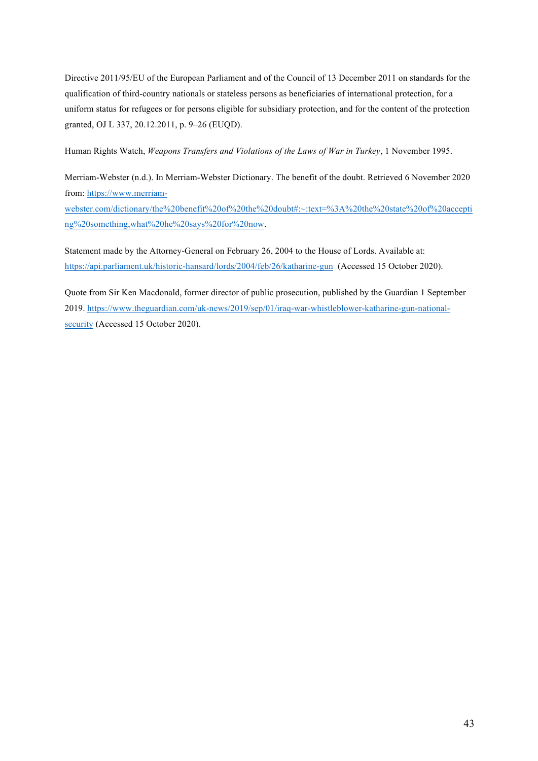Directive 2011/95/EU of the European Parliament and of the Council of 13 December 2011 on standards for the qualification of third-country nationals or stateless persons as beneficiaries of international protection, for a uniform status for refugees or for persons eligible for subsidiary protection, and for the content of the protection granted, OJ L 337, 20.12.2011, p. 9–26 (EUQD).

Human Rights Watch, *Weapons Transfers and Violations of the Laws of War in Turkey*, 1 November 1995.

Merriam-Webster (n.d.). In Merriam-Webster Dictionary. The benefit of the doubt. Retrieved 6 November 2020 from: https://www.merriam-webster.com/dictionary/the%20benefit%20of%20the%20doubt#:~:text=%3A%20the%20state%20of%20accepting%20something,what%20he%20says%20for%20now.

Statement made by the Attorney-General on February 26, 2004 to the House of Lords. Available at: https://api.parliament.uk/historic-hansard/lords/2004/feb/26/katharine-gun (Accessed 15 October 2020).

Quote from Sir Ken Macdonald, former director of public prosecution, published by the Guardian 1 September 2019. https://www.theguardian.com/uk-news/2019/sep/01/iraq-war-whistleblower-katharine-gun-national-security (Accessed 15 October 2020).